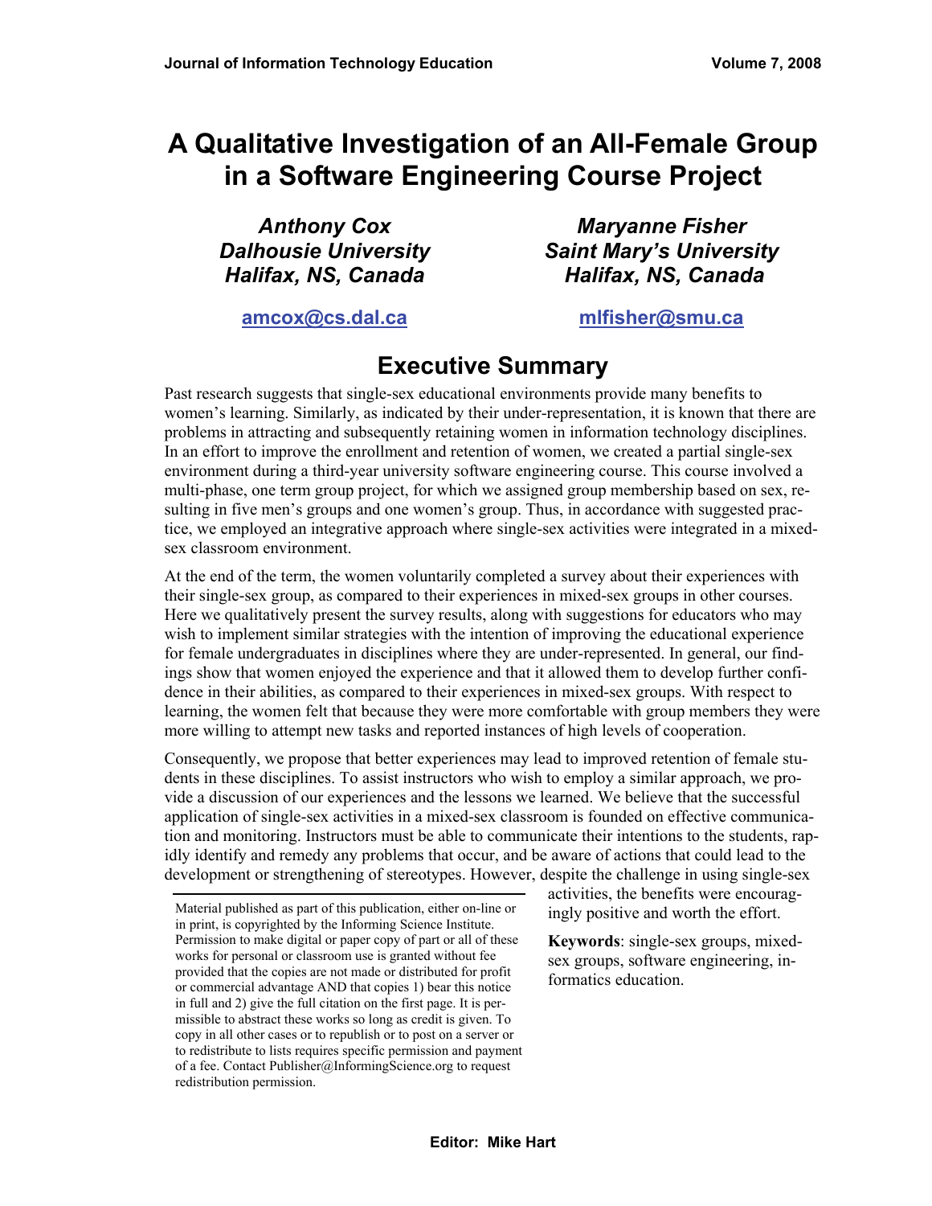# A Qualitative Investigation of an All-Female Group in a Software Engineering Course Project

*Anthony Cox*
*Dalhousie University*
*Halifax, NS, Canada*

amcox@cs.dal.ca

*Maryanne Fisher*
*Saint Mary's University*
*Halifax, NS, Canada*

mlfisher@smu.ca

## Executive Summary

Past research suggests that single-sex educational environments provide many benefits to women's learning. Similarly, as indicated by their under-representation, it is known that there are problems in attracting and subsequently retaining women in information technology disciplines. In an effort to improve the enrollment and retention of women, we created a partial single-sex environment during a third-year university software engineering course. This course involved a multi-phase, one term group project, for which we assigned group membership based on sex, resulting in five men's groups and one women's group. Thus, in accordance with suggested practice, we employed an integrative approach where single-sex activities were integrated in a mixed-sex classroom environment.

At the end of the term, the women voluntarily completed a survey about their experiences with their single-sex group, as compared to their experiences in mixed-sex groups in other courses. Here we qualitatively present the survey results, along with suggestions for educators who may wish to implement similar strategies with the intention of improving the educational experience for female undergraduates in disciplines where they are under-represented. In general, our findings show that women enjoyed the experience and that it allowed them to develop further confidence in their abilities, as compared to their experiences in mixed-sex groups. With respect to learning, the women felt that because they were more comfortable with group members they were more willing to attempt new tasks and reported instances of high levels of cooperation.

Consequently, we propose that better experiences may lead to improved retention of female students in these disciplines. To assist instructors who wish to employ a similar approach, we provide a discussion of our experiences and the lessons we learned. We believe that the successful application of single-sex activities in a mixed-sex classroom is founded on effective communication and monitoring. Instructors must be able to communicate their intentions to the students, rapidly identify and remedy any problems that occur, and be aware of actions that could lead to the development or strengthening of stereotypes. However, despite the challenge in using single-sex activities, the benefits were encouragingly positive and worth the effort.

**Keywords**: single-sex groups, mixed-sex groups, software engineering, informatics education.

Material published as part of this publication, either on-line or in print, is copyrighted by the Informing Science Institute. Permission to make digital or paper copy of part or all of these works for personal or classroom use is granted without fee provided that the copies are not made or distributed for profit or commercial advantage AND that copies 1) bear this notice in full and 2) give the full citation on the first page. It is permissible to abstract these works so long as credit is given. To copy in all other cases or to republish or to post on a server or to redistribute to lists requires specific permission and payment of a fee. Contact Publisher@InformingScience.org to request redistribution permission.

**Editor: Mike Hart**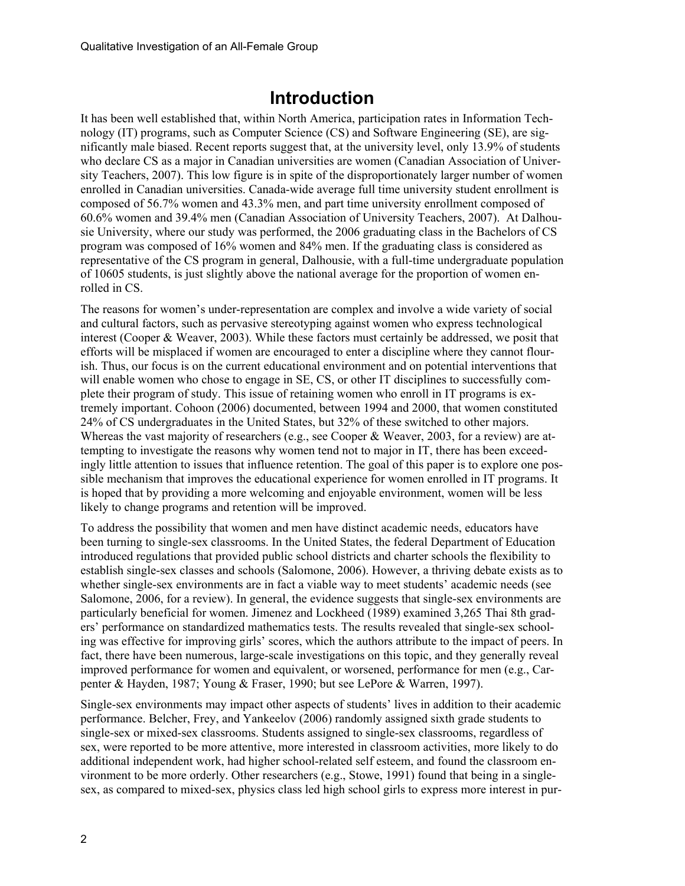# Introduction

It has been well established that, within North America, participation rates in Information Technology (IT) programs, such as Computer Science (CS) and Software Engineering (SE), are significantly male biased. Recent reports suggest that, at the university level, only 13.9% of students who declare CS as a major in Canadian universities are women (Canadian Association of University Teachers, 2007). This low figure is in spite of the disproportionately larger number of women enrolled in Canadian universities. Canada-wide average full time university student enrollment is composed of 56.7% women and 43.3% men, and part time university enrollment composed of 60.6% women and 39.4% men (Canadian Association of University Teachers, 2007). At Dalhousie University, where our study was performed, the 2006 graduating class in the Bachelors of CS program was composed of 16% women and 84% men. If the graduating class is considered as representative of the CS program in general, Dalhousie, with a full-time undergraduate population of 10605 students, is just slightly above the national average for the proportion of women enrolled in CS.

The reasons for women's under-representation are complex and involve a wide variety of social and cultural factors, such as pervasive stereotyping against women who express technological interest (Cooper & Weaver, 2003). While these factors must certainly be addressed, we posit that efforts will be misplaced if women are encouraged to enter a discipline where they cannot flourish. Thus, our focus is on the current educational environment and on potential interventions that will enable women who chose to engage in SE, CS, or other IT disciplines to successfully complete their program of study. This issue of retaining women who enroll in IT programs is extremely important. Cohoon (2006) documented, between 1994 and 2000, that women constituted 24% of CS undergraduates in the United States, but 32% of these switched to other majors. Whereas the vast majority of researchers (e.g., see Cooper & Weaver, 2003, for a review) are attempting to investigate the reasons why women tend not to major in IT, there has been exceedingly little attention to issues that influence retention. The goal of this paper is to explore one possible mechanism that improves the educational experience for women enrolled in IT programs. It is hoped that by providing a more welcoming and enjoyable environment, women will be less likely to change programs and retention will be improved.

To address the possibility that women and men have distinct academic needs, educators have been turning to single-sex classrooms. In the United States, the federal Department of Education introduced regulations that provided public school districts and charter schools the flexibility to establish single-sex classes and schools (Salomone, 2006). However, a thriving debate exists as to whether single-sex environments are in fact a viable way to meet students' academic needs (see Salomone, 2006, for a review). In general, the evidence suggests that single-sex environments are particularly beneficial for women. Jimenez and Lockheed (1989) examined 3,265 Thai 8th graders' performance on standardized mathematics tests. The results revealed that single-sex schooling was effective for improving girls' scores, which the authors attribute to the impact of peers. In fact, there have been numerous, large-scale investigations on this topic, and they generally reveal improved performance for women and equivalent, or worsened, performance for men (e.g., Carpenter & Hayden, 1987; Young & Fraser, 1990; but see LePore & Warren, 1997).

Single-sex environments may impact other aspects of students' lives in addition to their academic performance. Belcher, Frey, and Yankeelov (2006) randomly assigned sixth grade students to single-sex or mixed-sex classrooms. Students assigned to single-sex classrooms, regardless of sex, were reported to be more attentive, more interested in classroom activities, more likely to do additional independent work, had higher school-related self esteem, and found the classroom environment to be more orderly. Other researchers (e.g., Stowe, 1991) found that being in a single-sex, as compared to mixed-sex, physics class led high school girls to express more interest in pur-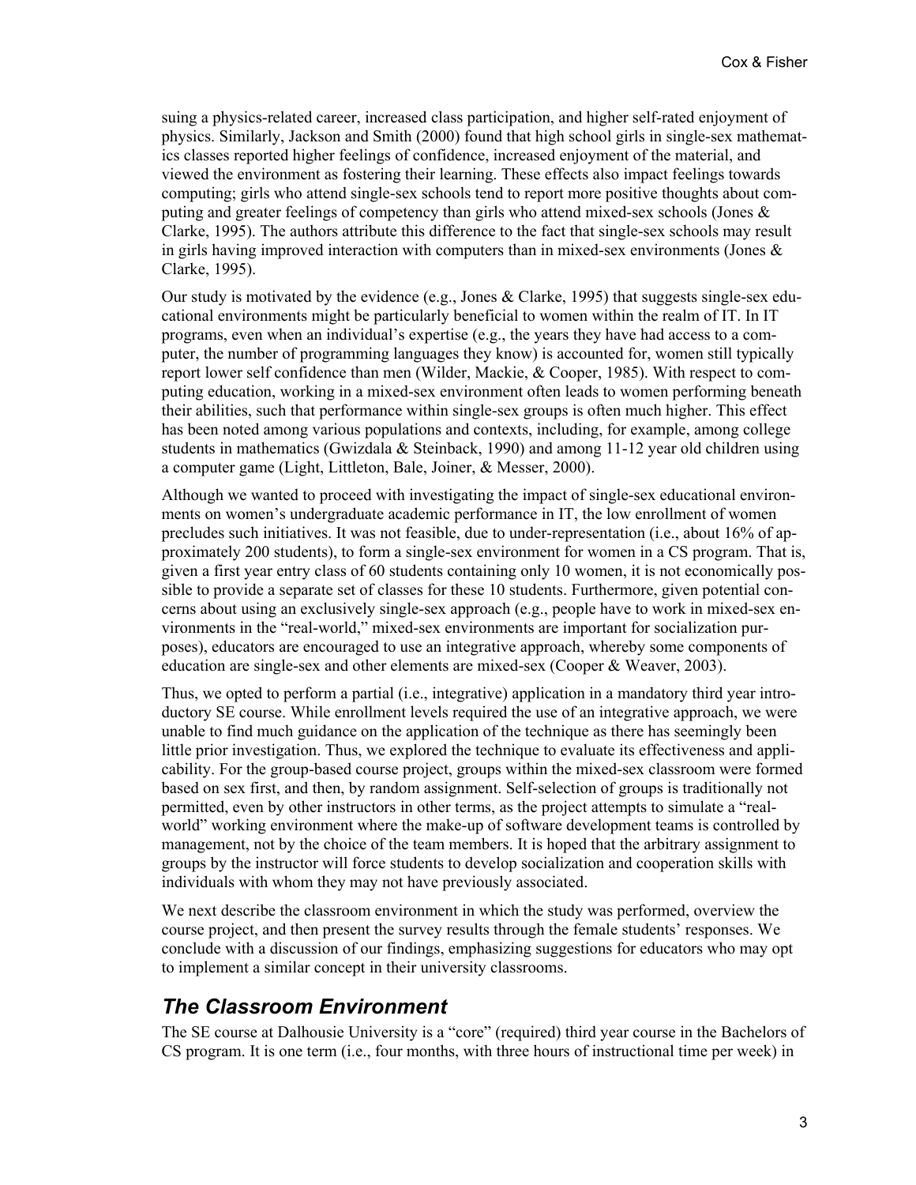suing a physics-related career, increased class participation, and higher self-rated enjoyment of physics. Similarly, Jackson and Smith (2000) found that high school girls in single-sex mathematics classes reported higher feelings of confidence, increased enjoyment of the material, and viewed the environment as fostering their learning. These effects also impact feelings towards computing; girls who attend single-sex schools tend to report more positive thoughts about computing and greater feelings of competency than girls who attend mixed-sex schools (Jones & Clarke, 1995). The authors attribute this difference to the fact that single-sex schools may result in girls having improved interaction with computers than in mixed-sex environments (Jones & Clarke, 1995).

Our study is motivated by the evidence (e.g., Jones & Clarke, 1995) that suggests single-sex educational environments might be particularly beneficial to women within the realm of IT. In IT programs, even when an individual's expertise (e.g., the years they have had access to a computer, the number of programming languages they know) is accounted for, women still typically report lower self confidence than men (Wilder, Mackie, & Cooper, 1985). With respect to computing education, working in a mixed-sex environment often leads to women performing beneath their abilities, such that performance within single-sex groups is often much higher. This effect has been noted among various populations and contexts, including, for example, among college students in mathematics (Gwizdala & Steinback, 1990) and among 11-12 year old children using a computer game (Light, Littleton, Bale, Joiner, & Messer, 2000).

Although we wanted to proceed with investigating the impact of single-sex educational environments on women's undergraduate academic performance in IT, the low enrollment of women precludes such initiatives. It was not feasible, due to under-representation (i.e., about 16% of approximately 200 students), to form a single-sex environment for women in a CS program. That is, given a first year entry class of 60 students containing only 10 women, it is not economically possible to provide a separate set of classes for these 10 students. Furthermore, given potential concerns about using an exclusively single-sex approach (e.g., people have to work in mixed-sex environments in the "real-world," mixed-sex environments are important for socialization purposes), educators are encouraged to use an integrative approach, whereby some components of education are single-sex and other elements are mixed-sex (Cooper & Weaver, 2003).

Thus, we opted to perform a partial (i.e., integrative) application in a mandatory third year introductory SE course. While enrollment levels required the use of an integrative approach, we were unable to find much guidance on the application of the technique as there has seemingly been little prior investigation. Thus, we explored the technique to evaluate its effectiveness and applicability. For the group-based course project, groups within the mixed-sex classroom were formed based on sex first, and then, by random assignment. Self-selection of groups is traditionally not permitted, even by other instructors in other terms, as the project attempts to simulate a "real-world" working environment where the make-up of software development teams is controlled by management, not by the choice of the team members. It is hoped that the arbitrary assignment to groups by the instructor will force students to develop socialization and cooperation skills with individuals with whom they may not have previously associated.

We next describe the classroom environment in which the study was performed, overview the course project, and then present the survey results through the female students' responses. We conclude with a discussion of our findings, emphasizing suggestions for educators who may opt to implement a similar concept in their university classrooms.

## *The Classroom Environment*

The SE course at Dalhousie University is a "core" (required) third year course in the Bachelors of CS program. It is one term (i.e., four months, with three hours of instructional time per week) in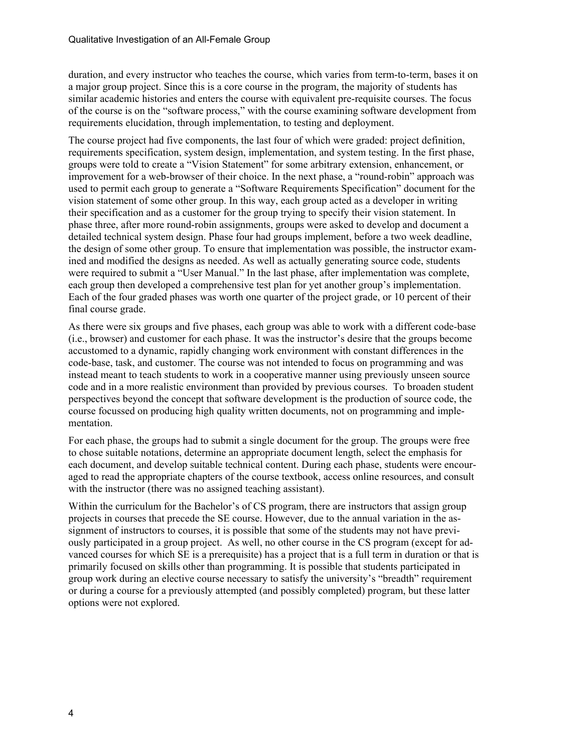duration, and every instructor who teaches the course, which varies from term-to-term, bases it on a major group project. Since this is a core course in the program, the majority of students has similar academic histories and enters the course with equivalent pre-requisite courses. The focus of the course is on the "software process," with the course examining software development from requirements elucidation, through implementation, to testing and deployment.

The course project had five components, the last four of which were graded: project definition, requirements specification, system design, implementation, and system testing. In the first phase, groups were told to create a "Vision Statement" for some arbitrary extension, enhancement, or improvement for a web-browser of their choice. In the next phase, a "round-robin" approach was used to permit each group to generate a "Software Requirements Specification" document for the vision statement of some other group. In this way, each group acted as a developer in writing their specification and as a customer for the group trying to specify their vision statement. In phase three, after more round-robin assignments, groups were asked to develop and document a detailed technical system design. Phase four had groups implement, before a two week deadline, the design of some other group. To ensure that implementation was possible, the instructor examined and modified the designs as needed. As well as actually generating source code, students were required to submit a "User Manual." In the last phase, after implementation was complete, each group then developed a comprehensive test plan for yet another group's implementation. Each of the four graded phases was worth one quarter of the project grade, or 10 percent of their final course grade.

As there were six groups and five phases, each group was able to work with a different code-base (i.e., browser) and customer for each phase. It was the instructor's desire that the groups become accustomed to a dynamic, rapidly changing work environment with constant differences in the code-base, task, and customer. The course was not intended to focus on programming and was instead meant to teach students to work in a cooperative manner using previously unseen source code and in a more realistic environment than provided by previous courses. To broaden student perspectives beyond the concept that software development is the production of source code, the course focussed on producing high quality written documents, not on programming and implementation.

For each phase, the groups had to submit a single document for the group. The groups were free to chose suitable notations, determine an appropriate document length, select the emphasis for each document, and develop suitable technical content. During each phase, students were encouraged to read the appropriate chapters of the course textbook, access online resources, and consult with the instructor (there was no assigned teaching assistant).

Within the curriculum for the Bachelor's of CS program, there are instructors that assign group projects in courses that precede the SE course. However, due to the annual variation in the assignment of instructors to courses, it is possible that some of the students may not have previously participated in a group project. As well, no other course in the CS program (except for advanced courses for which SE is a prerequisite) has a project that is a full term in duration or that is primarily focused on skills other than programming. It is possible that students participated in group work during an elective course necessary to satisfy the university's "breadth" requirement or during a course for a previously attempted (and possibly completed) program, but these latter options were not explored.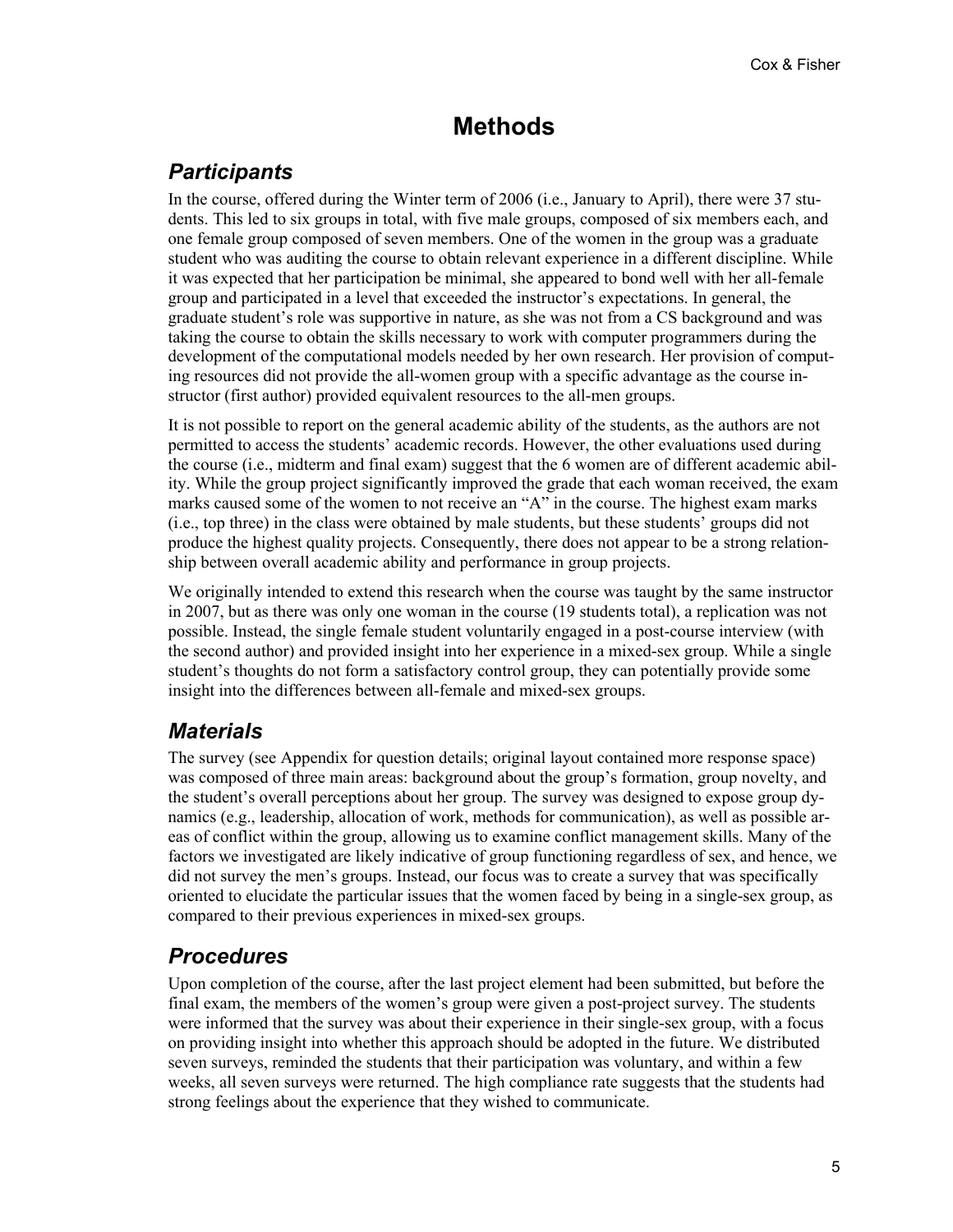# Methods

## Participants

In the course, offered during the Winter term of 2006 (i.e., January to April), there were 37 students. This led to six groups in total, with five male groups, composed of six members each, and one female group composed of seven members. One of the women in the group was a graduate student who was auditing the course to obtain relevant experience in a different discipline. While it was expected that her participation be minimal, she appeared to bond well with her all-female group and participated in a level that exceeded the instructor's expectations. In general, the graduate student's role was supportive in nature, as she was not from a CS background and was taking the course to obtain the skills necessary to work with computer programmers during the development of the computational models needed by her own research. Her provision of computing resources did not provide the all-women group with a specific advantage as the course instructor (first author) provided equivalent resources to the all-men groups.

It is not possible to report on the general academic ability of the students, as the authors are not permitted to access the students' academic records. However, the other evaluations used during the course (i.e., midterm and final exam) suggest that the 6 women are of different academic ability. While the group project significantly improved the grade that each woman received, the exam marks caused some of the women to not receive an "A" in the course. The highest exam marks (i.e., top three) in the class were obtained by male students, but these students' groups did not produce the highest quality projects. Consequently, there does not appear to be a strong relationship between overall academic ability and performance in group projects.

We originally intended to extend this research when the course was taught by the same instructor in 2007, but as there was only one woman in the course (19 students total), a replication was not possible. Instead, the single female student voluntarily engaged in a post-course interview (with the second author) and provided insight into her experience in a mixed-sex group. While a single student's thoughts do not form a satisfactory control group, they can potentially provide some insight into the differences between all-female and mixed-sex groups.

## Materials

The survey (see Appendix for question details; original layout contained more response space) was composed of three main areas: background about the group's formation, group novelty, and the student's overall perceptions about her group. The survey was designed to expose group dynamics (e.g., leadership, allocation of work, methods for communication), as well as possible areas of conflict within the group, allowing us to examine conflict management skills. Many of the factors we investigated are likely indicative of group functioning regardless of sex, and hence, we did not survey the men's groups. Instead, our focus was to create a survey that was specifically oriented to elucidate the particular issues that the women faced by being in a single-sex group, as compared to their previous experiences in mixed-sex groups.

## Procedures

Upon completion of the course, after the last project element had been submitted, but before the final exam, the members of the women's group were given a post-project survey. The students were informed that the survey was about their experience in their single-sex group, with a focus on providing insight into whether this approach should be adopted in the future. We distributed seven surveys, reminded the students that their participation was voluntary, and within a few weeks, all seven surveys were returned. The high compliance rate suggests that the students had strong feelings about the experience that they wished to communicate.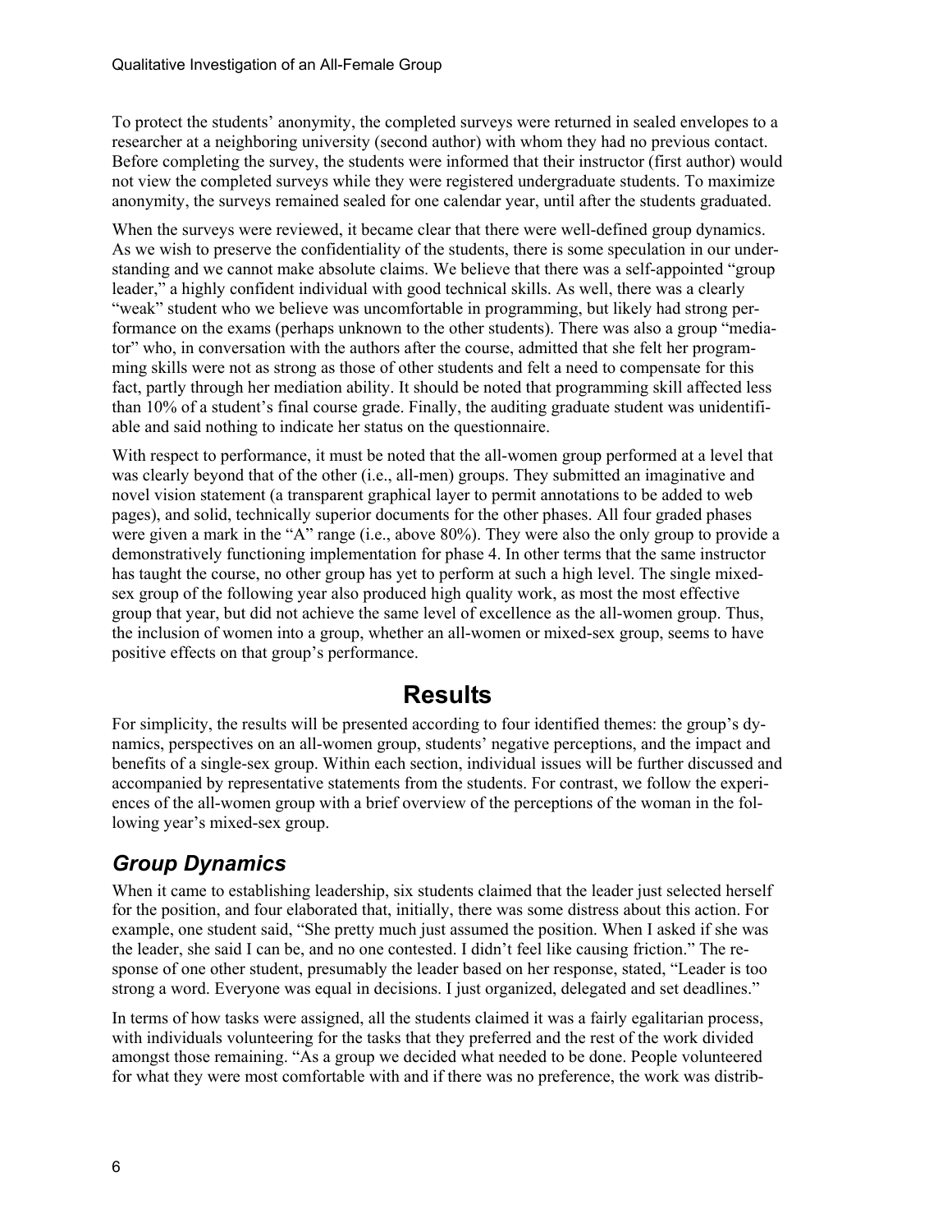To protect the students' anonymity, the completed surveys were returned in sealed envelopes to a researcher at a neighboring university (second author) with whom they had no previous contact. Before completing the survey, the students were informed that their instructor (first author) would not view the completed surveys while they were registered undergraduate students. To maximize anonymity, the surveys remained sealed for one calendar year, until after the students graduated.

When the surveys were reviewed, it became clear that there were well-defined group dynamics. As we wish to preserve the confidentiality of the students, there is some speculation in our understanding and we cannot make absolute claims. We believe that there was a self-appointed "group leader," a highly confident individual with good technical skills. As well, there was a clearly "weak" student who we believe was uncomfortable in programming, but likely had strong performance on the exams (perhaps unknown to the other students). There was also a group "mediator" who, in conversation with the authors after the course, admitted that she felt her programming skills were not as strong as those of other students and felt a need to compensate for this fact, partly through her mediation ability. It should be noted that programming skill affected less than 10% of a student's final course grade. Finally, the auditing graduate student was unidentifiable and said nothing to indicate her status on the questionnaire.

With respect to performance, it must be noted that the all-women group performed at a level that was clearly beyond that of the other (i.e., all-men) groups. They submitted an imaginative and novel vision statement (a transparent graphical layer to permit annotations to be added to web pages), and solid, technically superior documents for the other phases. All four graded phases were given a mark in the "A" range (i.e., above 80%). They were also the only group to provide a demonstratively functioning implementation for phase 4. In other terms that the same instructor has taught the course, no other group has yet to perform at such a high level. The single mixed-sex group of the following year also produced high quality work, as most the most effective group that year, but did not achieve the same level of excellence as the all-women group. Thus, the inclusion of women into a group, whether an all-women or mixed-sex group, seems to have positive effects on that group's performance.

# Results

For simplicity, the results will be presented according to four identified themes: the group's dynamics, perspectives on an all-women group, students' negative perceptions, and the impact and benefits of a single-sex group. Within each section, individual issues will be further discussed and accompanied by representative statements from the students. For contrast, we follow the experiences of the all-women group with a brief overview of the perceptions of the woman in the following year's mixed-sex group.

## *Group Dynamics*

When it came to establishing leadership, six students claimed that the leader just selected herself for the position, and four elaborated that, initially, there was some distress about this action. For example, one student said, "She pretty much just assumed the position. When I asked if she was the leader, she said I can be, and no one contested. I didn't feel like causing friction." The response of one other student, presumably the leader based on her response, stated, "Leader is too strong a word. Everyone was equal in decisions. I just organized, delegated and set deadlines."

In terms of how tasks were assigned, all the students claimed it was a fairly egalitarian process, with individuals volunteering for the tasks that they preferred and the rest of the work divided amongst those remaining. "As a group we decided what needed to be done. People volunteered for what they were most comfortable with and if there was no preference, the work was distrib-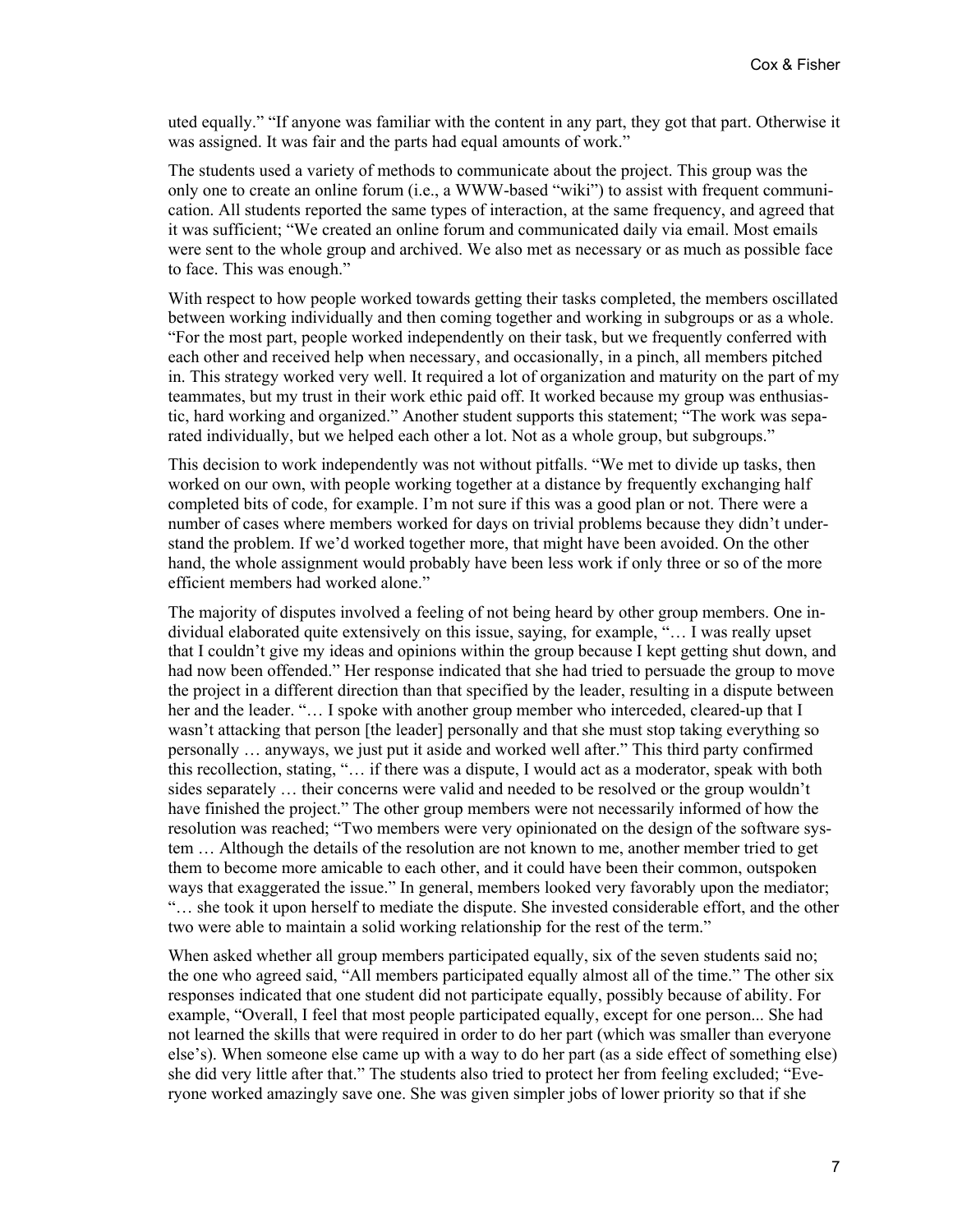uted equally.” “If anyone was familiar with the content in any part, they got that part. Otherwise it was assigned. It was fair and the parts had equal amounts of work.”

The students used a variety of methods to communicate about the project. This group was the only one to create an online forum (i.e., a WWW-based “wiki”) to assist with frequent communication. All students reported the same types of interaction, at the same frequency, and agreed that it was sufficient; “We created an online forum and communicated daily via email. Most emails were sent to the whole group and archived. We also met as necessary or as much as possible face to face. This was enough.”

With respect to how people worked towards getting their tasks completed, the members oscillated between working individually and then coming together and working in subgroups or as a whole. “For the most part, people worked independently on their task, but we frequently conferred with each other and received help when necessary, and occasionally, in a pinch, all members pitched in. This strategy worked very well. It required a lot of organization and maturity on the part of my teammates, but my trust in their work ethic paid off. It worked because my group was enthusiastic, hard working and organized.” Another student supports this statement; “The work was separated individually, but we helped each other a lot. Not as a whole group, but subgroups.”

This decision to work independently was not without pitfalls. “We met to divide up tasks, then worked on our own, with people working together at a distance by frequently exchanging half completed bits of code, for example. I’m not sure if this was a good plan or not. There were a number of cases where members worked for days on trivial problems because they didn’t understand the problem. If we’d worked together more, that might have been avoided. On the other hand, the whole assignment would probably have been less work if only three or so of the more efficient members had worked alone.”

The majority of disputes involved a feeling of not being heard by other group members. One individual elaborated quite extensively on this issue, saying, for example, “… I was really upset that I couldn’t give my ideas and opinions within the group because I kept getting shut down, and had now been offended.” Her response indicated that she had tried to persuade the group to move the project in a different direction than that specified by the leader, resulting in a dispute between her and the leader. “… I spoke with another group member who interceded, cleared-up that I wasn’t attacking that person [the leader] personally and that she must stop taking everything so personally … anyways, we just put it aside and worked well after.” This third party confirmed this recollection, stating, “… if there was a dispute, I would act as a moderator, speak with both sides separately … their concerns were valid and needed to be resolved or the group wouldn’t have finished the project.” The other group members were not necessarily informed of how the resolution was reached; “Two members were very opinionated on the design of the software system … Although the details of the resolution are not known to me, another member tried to get them to become more amicable to each other, and it could have been their common, outspoken ways that exaggerated the issue.” In general, members looked very favorably upon the mediator; “… she took it upon herself to mediate the dispute. She invested considerable effort, and the other two were able to maintain a solid working relationship for the rest of the term.”

When asked whether all group members participated equally, six of the seven students said no; the one who agreed said, “All members participated equally almost all of the time.” The other six responses indicated that one student did not participate equally, possibly because of ability. For example, “Overall, I feel that most people participated equally, except for one person... She had not learned the skills that were required in order to do her part (which was smaller than everyone else’s). When someone else came up with a way to do her part (as a side effect of something else) she did very little after that.” The students also tried to protect her from feeling excluded; “Everyone worked amazingly save one. She was given simpler jobs of lower priority so that if she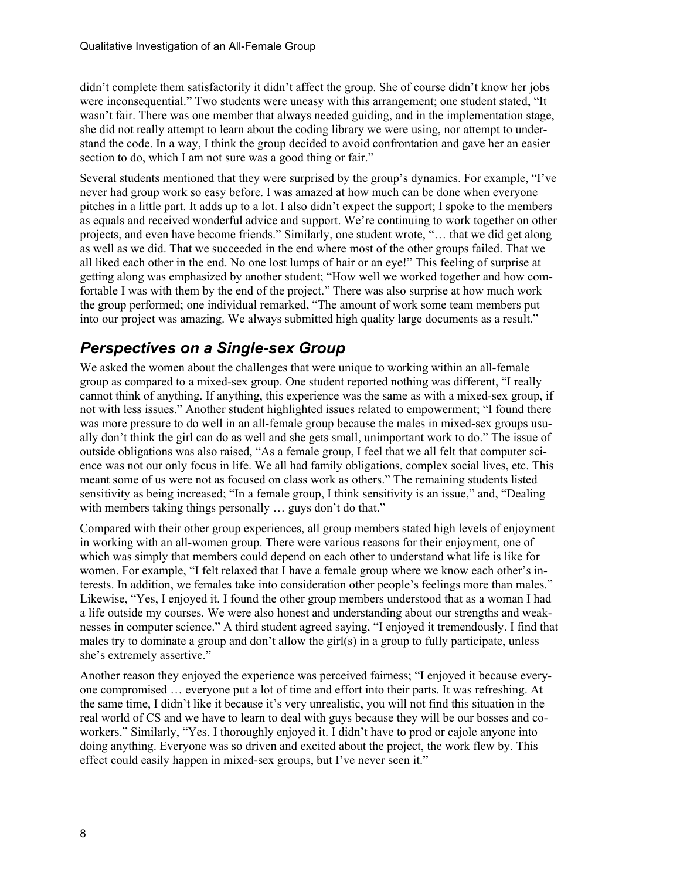didn't complete them satisfactorily it didn't affect the group. She of course didn't know her jobs were inconsequential." Two students were uneasy with this arrangement; one student stated, "It wasn't fair. There was one member that always needed guiding, and in the implementation stage, she did not really attempt to learn about the coding library we were using, nor attempt to understand the code. In a way, I think the group decided to avoid confrontation and gave her an easier section to do, which I am not sure was a good thing or fair."

Several students mentioned that they were surprised by the group's dynamics. For example, "I've never had group work so easy before. I was amazed at how much can be done when everyone pitches in a little part. It adds up to a lot. I also didn't expect the support; I spoke to the members as equals and received wonderful advice and support. We're continuing to work together on other projects, and even have become friends." Similarly, one student wrote, "… that we did get along as well as we did. That we succeeded in the end where most of the other groups failed. That we all liked each other in the end. No one lost lumps of hair or an eye!" This feeling of surprise at getting along was emphasized by another student; "How well we worked together and how comfortable I was with them by the end of the project." There was also surprise at how much work the group performed; one individual remarked, "The amount of work some team members put into our project was amazing. We always submitted high quality large documents as a result."

## *Perspectives on a Single-sex Group*

We asked the women about the challenges that were unique to working within an all-female group as compared to a mixed-sex group. One student reported nothing was different, "I really cannot think of anything. If anything, this experience was the same as with a mixed-sex group, if not with less issues." Another student highlighted issues related to empowerment; "I found there was more pressure to do well in an all-female group because the males in mixed-sex groups usually don't think the girl can do as well and she gets small, unimportant work to do." The issue of outside obligations was also raised, "As a female group, I feel that we all felt that computer science was not our only focus in life. We all had family obligations, complex social lives, etc. This meant some of us were not as focused on class work as others." The remaining students listed sensitivity as being increased; "In a female group, I think sensitivity is an issue," and, "Dealing with members taking things personally … guys don't do that."

Compared with their other group experiences, all group members stated high levels of enjoyment in working with an all-women group. There were various reasons for their enjoyment, one of which was simply that members could depend on each other to understand what life is like for women. For example, "I felt relaxed that I have a female group where we know each other's interests. In addition, we females take into consideration other people's feelings more than males." Likewise, "Yes, I enjoyed it. I found the other group members understood that as a woman I had a life outside my courses. We were also honest and understanding about our strengths and weaknesses in computer science." A third student agreed saying, "I enjoyed it tremendously. I find that males try to dominate a group and don't allow the girl(s) in a group to fully participate, unless she's extremely assertive."

Another reason they enjoyed the experience was perceived fairness; "I enjoyed it because everyone compromised … everyone put a lot of time and effort into their parts. It was refreshing. At the same time, I didn't like it because it's very unrealistic, you will not find this situation in the real world of CS and we have to learn to deal with guys because they will be our bosses and co-workers." Similarly, "Yes, I thoroughly enjoyed it. I didn't have to prod or cajole anyone into doing anything. Everyone was so driven and excited about the project, the work flew by. This effect could easily happen in mixed-sex groups, but I've never seen it."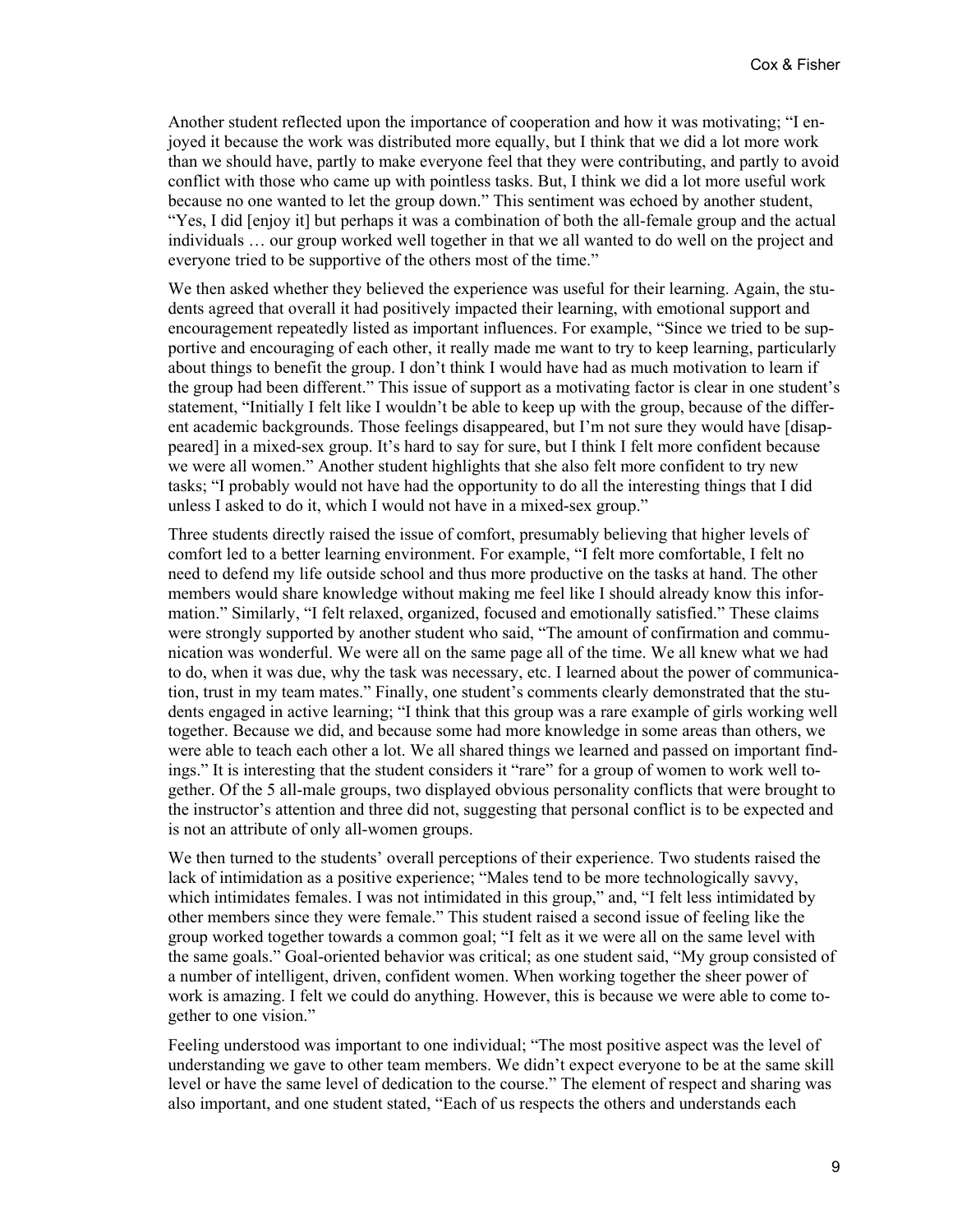Another student reflected upon the importance of cooperation and how it was motivating; "I enjoyed it because the work was distributed more equally, but I think that we did a lot more work than we should have, partly to make everyone feel that they were contributing, and partly to avoid conflict with those who came up with pointless tasks. But, I think we did a lot more useful work because no one wanted to let the group down." This sentiment was echoed by another student, "Yes, I did [enjoy it] but perhaps it was a combination of both the all-female group and the actual individuals … our group worked well together in that we all wanted to do well on the project and everyone tried to be supportive of the others most of the time."

We then asked whether they believed the experience was useful for their learning. Again, the students agreed that overall it had positively impacted their learning, with emotional support and encouragement repeatedly listed as important influences. For example, "Since we tried to be supportive and encouraging of each other, it really made me want to try to keep learning, particularly about things to benefit the group. I don't think I would have had as much motivation to learn if the group had been different." This issue of support as a motivating factor is clear in one student's statement, "Initially I felt like I wouldn't be able to keep up with the group, because of the different academic backgrounds. Those feelings disappeared, but I'm not sure they would have [disappeared] in a mixed-sex group. It's hard to say for sure, but I think I felt more confident because we were all women." Another student highlights that she also felt more confident to try new tasks; "I probably would not have had the opportunity to do all the interesting things that I did unless I asked to do it, which I would not have in a mixed-sex group."

Three students directly raised the issue of comfort, presumably believing that higher levels of comfort led to a better learning environment. For example, "I felt more comfortable, I felt no need to defend my life outside school and thus more productive on the tasks at hand. The other members would share knowledge without making me feel like I should already know this information." Similarly, "I felt relaxed, organized, focused and emotionally satisfied." These claims were strongly supported by another student who said, "The amount of confirmation and communication was wonderful. We were all on the same page all of the time. We all knew what we had to do, when it was due, why the task was necessary, etc. I learned about the power of communication, trust in my team mates." Finally, one student's comments clearly demonstrated that the students engaged in active learning; "I think that this group was a rare example of girls working well together. Because we did, and because some had more knowledge in some areas than others, we were able to teach each other a lot. We all shared things we learned and passed on important findings." It is interesting that the student considers it "rare" for a group of women to work well together. Of the 5 all-male groups, two displayed obvious personality conflicts that were brought to the instructor's attention and three did not, suggesting that personal conflict is to be expected and is not an attribute of only all-women groups.

We then turned to the students' overall perceptions of their experience. Two students raised the lack of intimidation as a positive experience; "Males tend to be more technologically savvy, which intimidates females. I was not intimidated in this group," and, "I felt less intimidated by other members since they were female." This student raised a second issue of feeling like the group worked together towards a common goal; "I felt as it we were all on the same level with the same goals." Goal-oriented behavior was critical; as one student said, "My group consisted of a number of intelligent, driven, confident women. When working together the sheer power of work is amazing. I felt we could do anything. However, this is because we were able to come together to one vision."

Feeling understood was important to one individual; "The most positive aspect was the level of understanding we gave to other team members. We didn't expect everyone to be at the same skill level or have the same level of dedication to the course." The element of respect and sharing was also important, and one student stated, "Each of us respects the others and understands each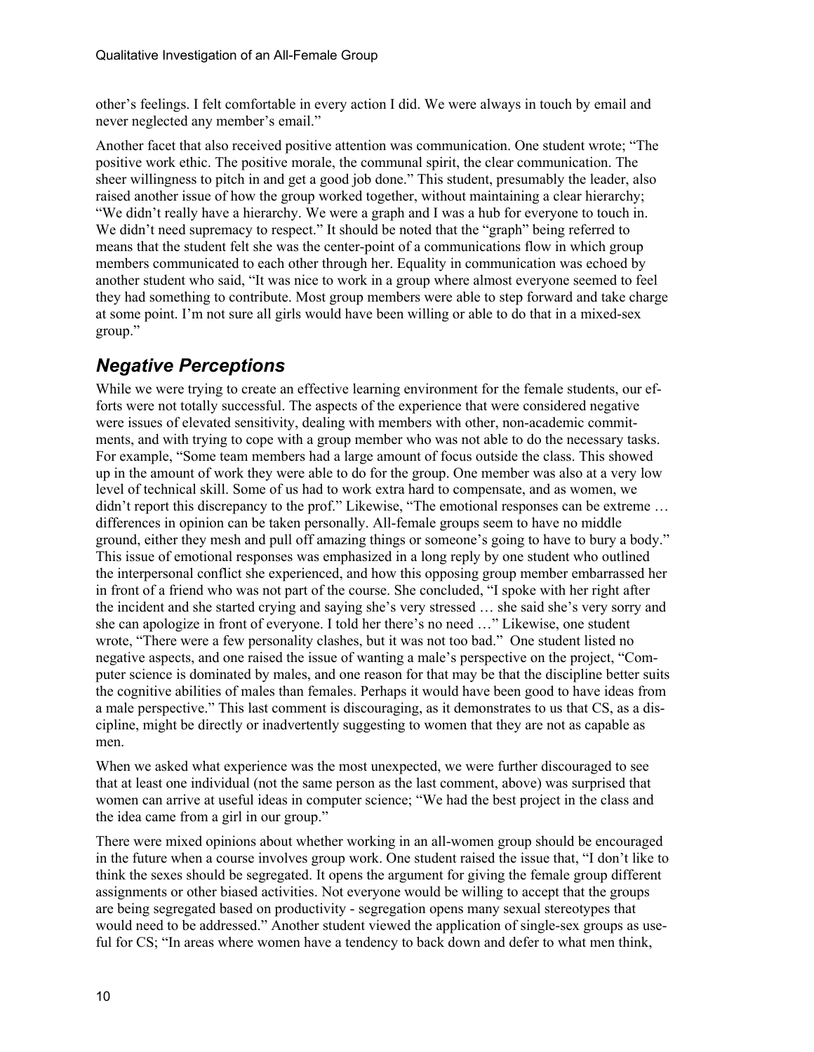other's feelings. I felt comfortable in every action I did. We were always in touch by email and never neglected any member's email."

Another facet that also received positive attention was communication. One student wrote; "The positive work ethic. The positive morale, the communal spirit, the clear communication. The sheer willingness to pitch in and get a good job done." This student, presumably the leader, also raised another issue of how the group worked together, without maintaining a clear hierarchy; "We didn't really have a hierarchy. We were a graph and I was a hub for everyone to touch in. We didn't need supremacy to respect." It should be noted that the "graph" being referred to means that the student felt she was the center-point of a communications flow in which group members communicated to each other through her. Equality in communication was echoed by another student who said, "It was nice to work in a group where almost everyone seemed to feel they had something to contribute. Most group members were able to step forward and take charge at some point. I'm not sure all girls would have been willing or able to do that in a mixed-sex group."

## *Negative Perceptions*

While we were trying to create an effective learning environment for the female students, our efforts were not totally successful. The aspects of the experience that were considered negative were issues of elevated sensitivity, dealing with members with other, non-academic commitments, and with trying to cope with a group member who was not able to do the necessary tasks. For example, "Some team members had a large amount of focus outside the class. This showed up in the amount of work they were able to do for the group. One member was also at a very low level of technical skill. Some of us had to work extra hard to compensate, and as women, we didn't report this discrepancy to the prof." Likewise, "The emotional responses can be extreme … differences in opinion can be taken personally. All-female groups seem to have no middle ground, either they mesh and pull off amazing things or someone's going to have to bury a body." This issue of emotional responses was emphasized in a long reply by one student who outlined the interpersonal conflict she experienced, and how this opposing group member embarrassed her in front of a friend who was not part of the course. She concluded, "I spoke with her right after the incident and she started crying and saying she's very stressed … she said she's very sorry and she can apologize in front of everyone. I told her there's no need …" Likewise, one student wrote, "There were a few personality clashes, but it was not too bad." One student listed no negative aspects, and one raised the issue of wanting a male's perspective on the project, "Computer science is dominated by males, and one reason for that may be that the discipline better suits the cognitive abilities of males than females. Perhaps it would have been good to have ideas from a male perspective." This last comment is discouraging, as it demonstrates to us that CS, as a discipline, might be directly or inadvertently suggesting to women that they are not as capable as men.

When we asked what experience was the most unexpected, we were further discouraged to see that at least one individual (not the same person as the last comment, above) was surprised that women can arrive at useful ideas in computer science; "We had the best project in the class and the idea came from a girl in our group."

There were mixed opinions about whether working in an all-women group should be encouraged in the future when a course involves group work. One student raised the issue that, "I don't like to think the sexes should be segregated. It opens the argument for giving the female group different assignments or other biased activities. Not everyone would be willing to accept that the groups are being segregated based on productivity - segregation opens many sexual stereotypes that would need to be addressed." Another student viewed the application of single-sex groups as useful for CS; "In areas where women have a tendency to back down and defer to what men think,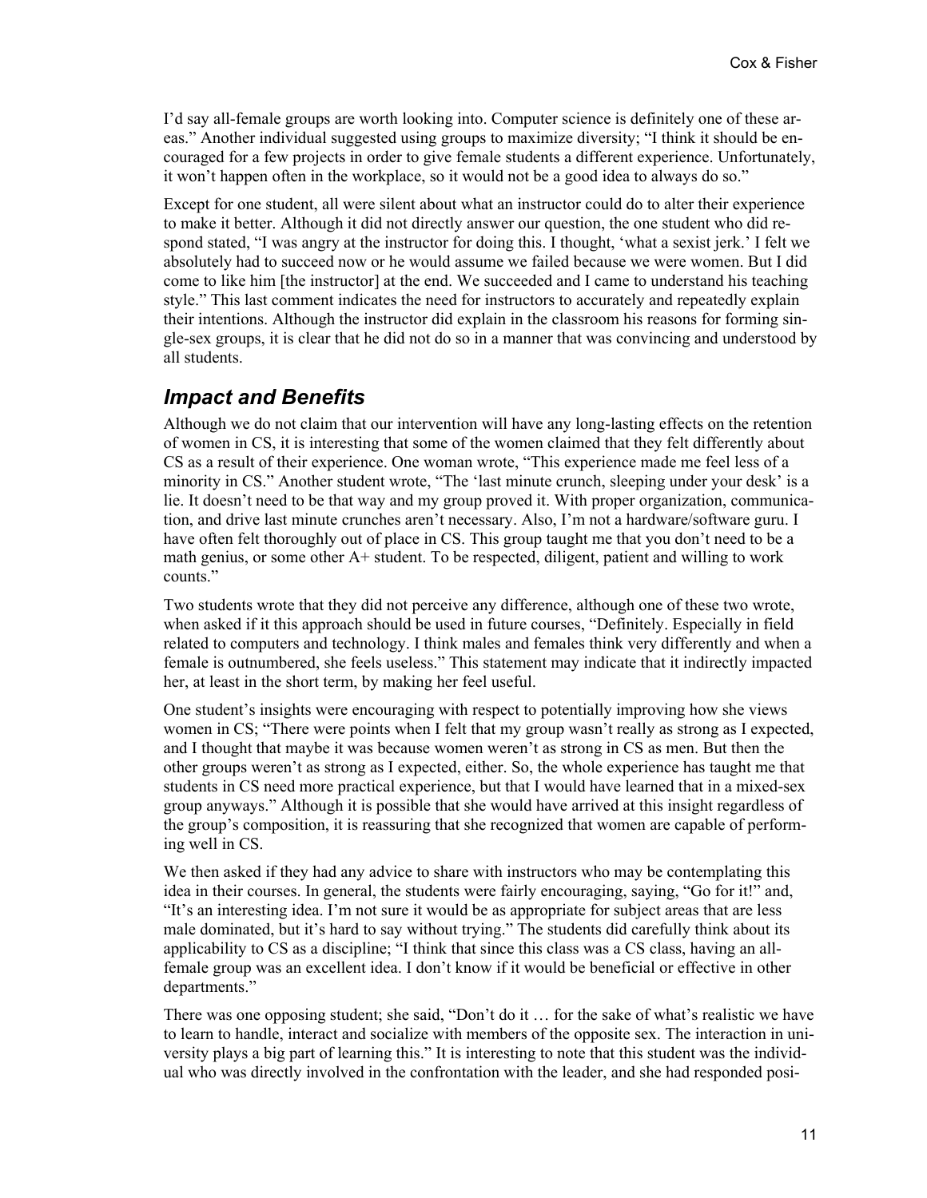I'd say all-female groups are worth looking into. Computer science is definitely one of these areas." Another individual suggested using groups to maximize diversity; "I think it should be encouraged for a few projects in order to give female students a different experience. Unfortunately, it won't happen often in the workplace, so it would not be a good idea to always do so."

Except for one student, all were silent about what an instructor could do to alter their experience to make it better. Although it did not directly answer our question, the one student who did respond stated, "I was angry at the instructor for doing this. I thought, 'what a sexist jerk.' I felt we absolutely had to succeed now or he would assume we failed because we were women. But I did come to like him [the instructor] at the end. We succeeded and I came to understand his teaching style." This last comment indicates the need for instructors to accurately and repeatedly explain their intentions. Although the instructor did explain in the classroom his reasons for forming single-sex groups, it is clear that he did not do so in a manner that was convincing and understood by all students.

## *Impact and Benefits*

Although we do not claim that our intervention will have any long-lasting effects on the retention of women in CS, it is interesting that some of the women claimed that they felt differently about CS as a result of their experience. One woman wrote, "This experience made me feel less of a minority in CS." Another student wrote, "The 'last minute crunch, sleeping under your desk' is a lie. It doesn't need to be that way and my group proved it. With proper organization, communication, and drive last minute crunches aren't necessary. Also, I'm not a hardware/software guru. I have often felt thoroughly out of place in CS. This group taught me that you don't need to be a math genius, or some other A+ student. To be respected, diligent, patient and willing to work counts."

Two students wrote that they did not perceive any difference, although one of these two wrote, when asked if it this approach should be used in future courses, "Definitely. Especially in field related to computers and technology. I think males and females think very differently and when a female is outnumbered, she feels useless." This statement may indicate that it indirectly impacted her, at least in the short term, by making her feel useful.

One student's insights were encouraging with respect to potentially improving how she views women in CS; "There were points when I felt that my group wasn't really as strong as I expected, and I thought that maybe it was because women weren't as strong in CS as men. But then the other groups weren't as strong as I expected, either. So, the whole experience has taught me that students in CS need more practical experience, but that I would have learned that in a mixed-sex group anyways." Although it is possible that she would have arrived at this insight regardless of the group's composition, it is reassuring that she recognized that women are capable of performing well in CS.

We then asked if they had any advice to share with instructors who may be contemplating this idea in their courses. In general, the students were fairly encouraging, saying, "Go for it!" and, "It's an interesting idea. I'm not sure it would be as appropriate for subject areas that are less male dominated, but it's hard to say without trying." The students did carefully think about its applicability to CS as a discipline; "I think that since this class was a CS class, having an all-female group was an excellent idea. I don't know if it would be beneficial or effective in other departments."

There was one opposing student; she said, "Don't do it … for the sake of what's realistic we have to learn to handle, interact and socialize with members of the opposite sex. The interaction in university plays a big part of learning this." It is interesting to note that this student was the individual who was directly involved in the confrontation with the leader, and she had responded posi-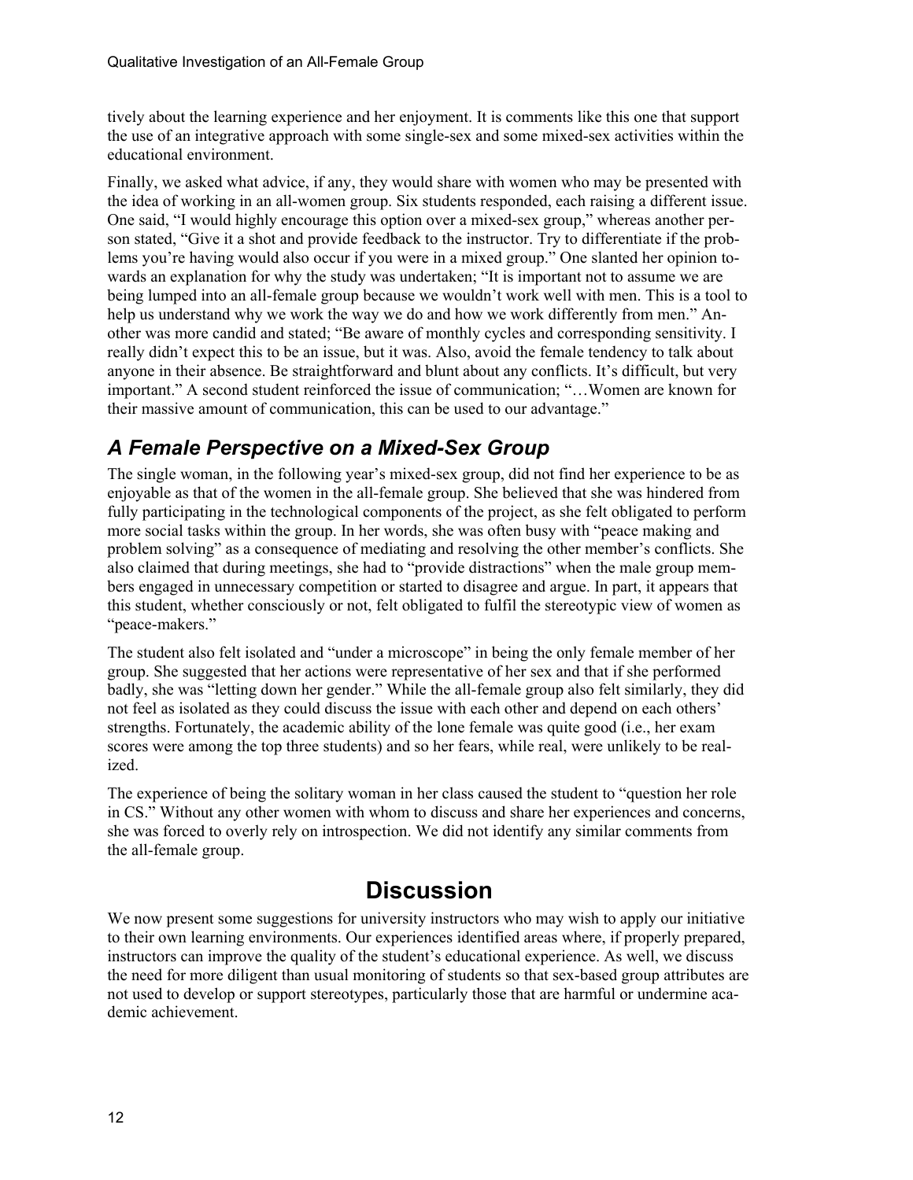tively about the learning experience and her enjoyment. It is comments like this one that support the use of an integrative approach with some single-sex and some mixed-sex activities within the educational environment.

Finally, we asked what advice, if any, they would share with women who may be presented with the idea of working in an all-women group. Six students responded, each raising a different issue. One said, "I would highly encourage this option over a mixed-sex group," whereas another person stated, "Give it a shot and provide feedback to the instructor. Try to differentiate if the problems you're having would also occur if you were in a mixed group." One slanted her opinion towards an explanation for why the study was undertaken; "It is important not to assume we are being lumped into an all-female group because we wouldn't work well with men. This is a tool to help us understand why we work the way we do and how we work differently from men." Another was more candid and stated; "Be aware of monthly cycles and corresponding sensitivity. I really didn't expect this to be an issue, but it was. Also, avoid the female tendency to talk about anyone in their absence. Be straightforward and blunt about any conflicts. It's difficult, but very important." A second student reinforced the issue of communication; "…Women are known for their massive amount of communication, this can be used to our advantage."

### *A Female Perspective on a Mixed-Sex Group*

The single woman, in the following year's mixed-sex group, did not find her experience to be as enjoyable as that of the women in the all-female group. She believed that she was hindered from fully participating in the technological components of the project, as she felt obligated to perform more social tasks within the group. In her words, she was often busy with "peace making and problem solving" as a consequence of mediating and resolving the other member's conflicts. She also claimed that during meetings, she had to "provide distractions" when the male group members engaged in unnecessary competition or started to disagree and argue. In part, it appears that this student, whether consciously or not, felt obligated to fulfil the stereotypic view of women as "peace-makers."

The student also felt isolated and "under a microscope" in being the only female member of her group. She suggested that her actions were representative of her sex and that if she performed badly, she was "letting down her gender." While the all-female group also felt similarly, they did not feel as isolated as they could discuss the issue with each other and depend on each others' strengths. Fortunately, the academic ability of the lone female was quite good (i.e., her exam scores were among the top three students) and so her fears, while real, were unlikely to be realized.

The experience of being the solitary woman in her class caused the student to "question her role in CS." Without any other women with whom to discuss and share her experiences and concerns, she was forced to overly rely on introspection. We did not identify any similar comments from the all-female group.

## Discussion

We now present some suggestions for university instructors who may wish to apply our initiative to their own learning environments. Our experiences identified areas where, if properly prepared, instructors can improve the quality of the student's educational experience. As well, we discuss the need for more diligent than usual monitoring of students so that sex-based group attributes are not used to develop or support stereotypes, particularly those that are harmful or undermine academic achievement.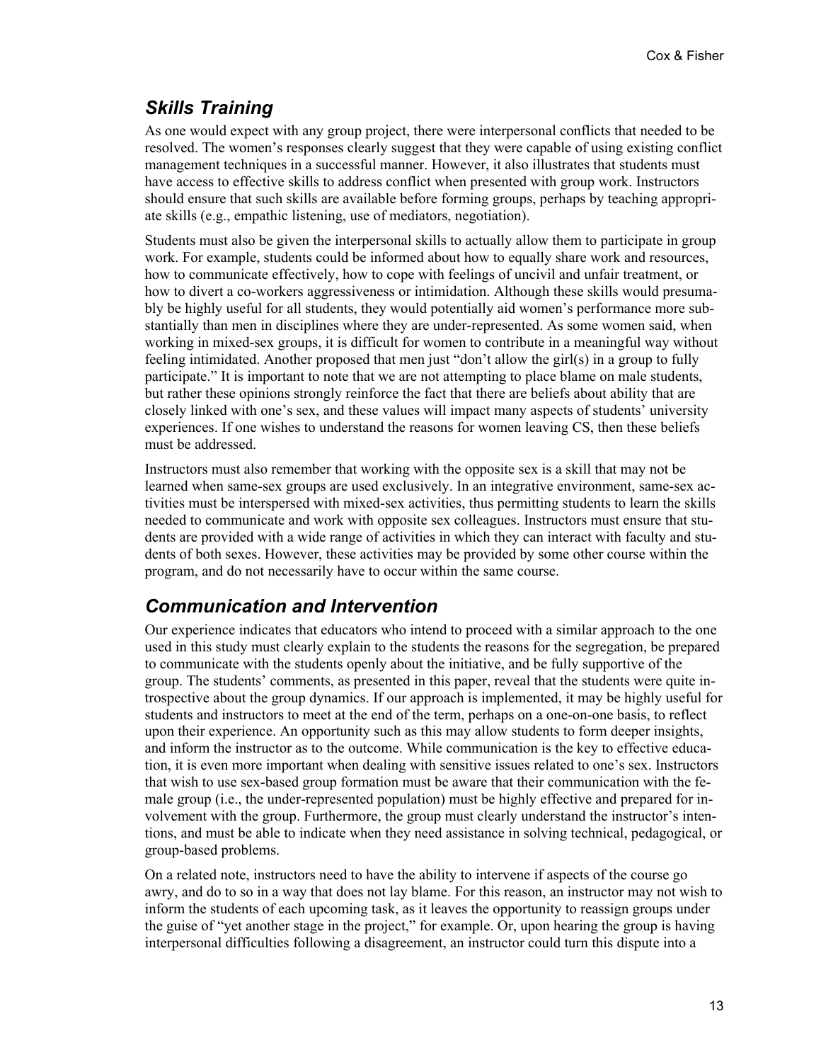## *Skills Training*

As one would expect with any group project, there were interpersonal conflicts that needed to be resolved. The women's responses clearly suggest that they were capable of using existing conflict management techniques in a successful manner. However, it also illustrates that students must have access to effective skills to address conflict when presented with group work. Instructors should ensure that such skills are available before forming groups, perhaps by teaching appropriate skills (e.g., empathic listening, use of mediators, negotiation).

Students must also be given the interpersonal skills to actually allow them to participate in group work. For example, students could be informed about how to equally share work and resources, how to communicate effectively, how to cope with feelings of uncivil and unfair treatment, or how to divert a co-workers aggressiveness or intimidation. Although these skills would presumably be highly useful for all students, they would potentially aid women's performance more substantially than men in disciplines where they are under-represented. As some women said, when working in mixed-sex groups, it is difficult for women to contribute in a meaningful way without feeling intimidated. Another proposed that men just "don't allow the girl(s) in a group to fully participate." It is important to note that we are not attempting to place blame on male students, but rather these opinions strongly reinforce the fact that there are beliefs about ability that are closely linked with one's sex, and these values will impact many aspects of students' university experiences. If one wishes to understand the reasons for women leaving CS, then these beliefs must be addressed.

Instructors must also remember that working with the opposite sex is a skill that may not be learned when same-sex groups are used exclusively. In an integrative environment, same-sex activities must be interspersed with mixed-sex activities, thus permitting students to learn the skills needed to communicate and work with opposite sex colleagues. Instructors must ensure that students are provided with a wide range of activities in which they can interact with faculty and students of both sexes. However, these activities may be provided by some other course within the program, and do not necessarily have to occur within the same course.

## *Communication and Intervention*

Our experience indicates that educators who intend to proceed with a similar approach to the one used in this study must clearly explain to the students the reasons for the segregation, be prepared to communicate with the students openly about the initiative, and be fully supportive of the group. The students' comments, as presented in this paper, reveal that the students were quite introspective about the group dynamics. If our approach is implemented, it may be highly useful for students and instructors to meet at the end of the term, perhaps on a one-on-one basis, to reflect upon their experience. An opportunity such as this may allow students to form deeper insights, and inform the instructor as to the outcome. While communication is the key to effective education, it is even more important when dealing with sensitive issues related to one's sex. Instructors that wish to use sex-based group formation must be aware that their communication with the female group (i.e., the under-represented population) must be highly effective and prepared for involvement with the group. Furthermore, the group must clearly understand the instructor's intentions, and must be able to indicate when they need assistance in solving technical, pedagogical, or group-based problems.

On a related note, instructors need to have the ability to intervene if aspects of the course go awry, and do to so in a way that does not lay blame. For this reason, an instructor may not wish to inform the students of each upcoming task, as it leaves the opportunity to reassign groups under the guise of "yet another stage in the project," for example. Or, upon hearing the group is having interpersonal difficulties following a disagreement, an instructor could turn this dispute into a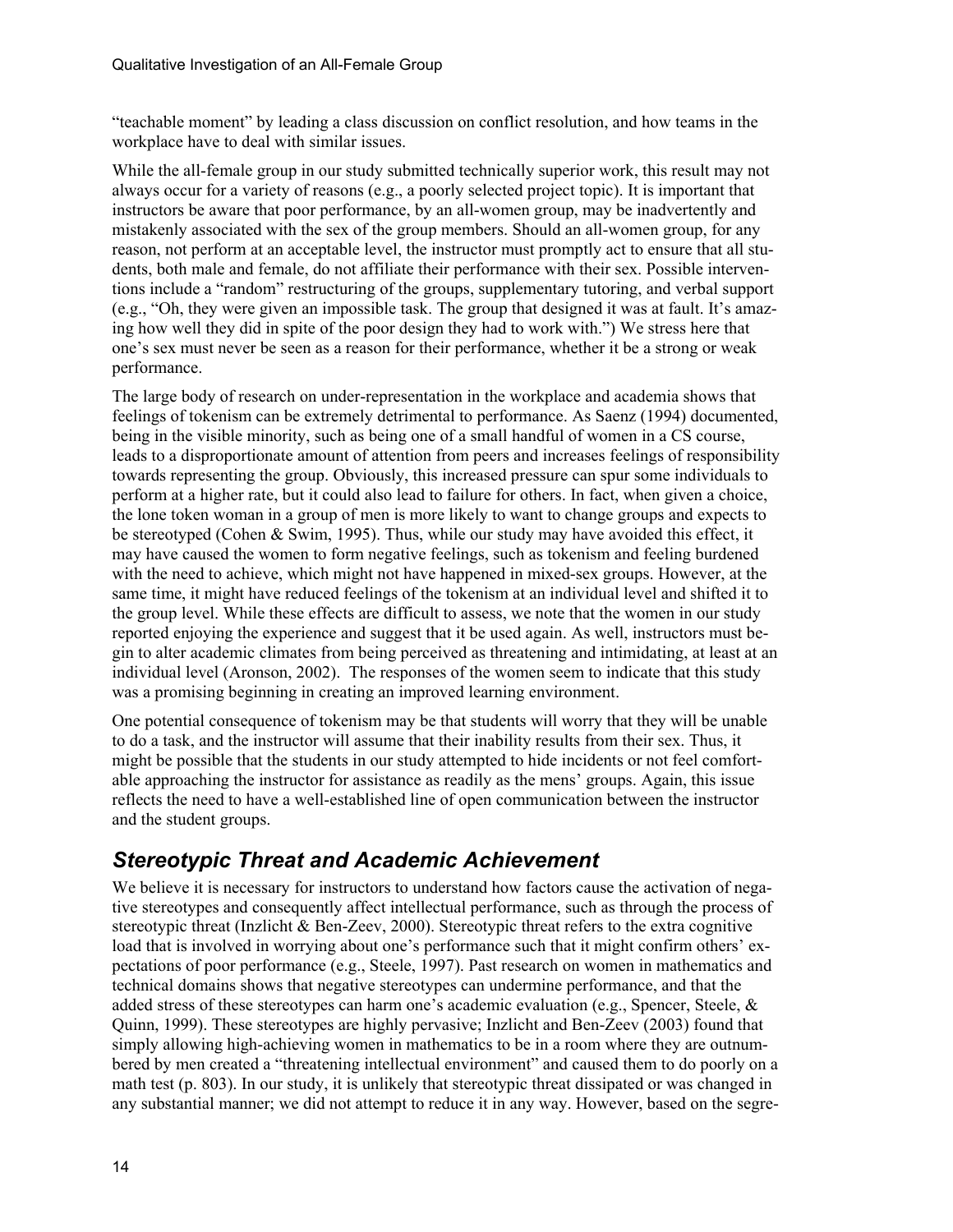"teachable moment" by leading a class discussion on conflict resolution, and how teams in the workplace have to deal with similar issues.

While the all-female group in our study submitted technically superior work, this result may not always occur for a variety of reasons (e.g., a poorly selected project topic). It is important that instructors be aware that poor performance, by an all-women group, may be inadvertently and mistakenly associated with the sex of the group members. Should an all-women group, for any reason, not perform at an acceptable level, the instructor must promptly act to ensure that all students, both male and female, do not affiliate their performance with their sex. Possible interventions include a "random" restructuring of the groups, supplementary tutoring, and verbal support (e.g., "Oh, they were given an impossible task. The group that designed it was at fault. It's amazing how well they did in spite of the poor design they had to work with.") We stress here that one's sex must never be seen as a reason for their performance, whether it be a strong or weak performance.

The large body of research on under-representation in the workplace and academia shows that feelings of tokenism can be extremely detrimental to performance. As Saenz (1994) documented, being in the visible minority, such as being one of a small handful of women in a CS course, leads to a disproportionate amount of attention from peers and increases feelings of responsibility towards representing the group. Obviously, this increased pressure can spur some individuals to perform at a higher rate, but it could also lead to failure for others. In fact, when given a choice, the lone token woman in a group of men is more likely to want to change groups and expects to be stereotyped (Cohen & Swim, 1995). Thus, while our study may have avoided this effect, it may have caused the women to form negative feelings, such as tokenism and feeling burdened with the need to achieve, which might not have happened in mixed-sex groups. However, at the same time, it might have reduced feelings of the tokenism at an individual level and shifted it to the group level. While these effects are difficult to assess, we note that the women in our study reported enjoying the experience and suggest that it be used again. As well, instructors must begin to alter academic climates from being perceived as threatening and intimidating, at least at an individual level (Aronson, 2002). The responses of the women seem to indicate that this study was a promising beginning in creating an improved learning environment.

One potential consequence of tokenism may be that students will worry that they will be unable to do a task, and the instructor will assume that their inability results from their sex. Thus, it might be possible that the students in our study attempted to hide incidents or not feel comfortable approaching the instructor for assistance as readily as the mens' groups. Again, this issue reflects the need to have a well-established line of open communication between the instructor and the student groups.

## *Stereotypic Threat and Academic Achievement*

We believe it is necessary for instructors to understand how factors cause the activation of negative stereotypes and consequently affect intellectual performance, such as through the process of stereotypic threat (Inzlicht & Ben-Zeev, 2000). Stereotypic threat refers to the extra cognitive load that is involved in worrying about one's performance such that it might confirm others' expectations of poor performance (e.g., Steele, 1997). Past research on women in mathematics and technical domains shows that negative stereotypes can undermine performance, and that the added stress of these stereotypes can harm one's academic evaluation (e.g., Spencer, Steele, & Quinn, 1999). These stereotypes are highly pervasive; Inzlicht and Ben-Zeev (2003) found that simply allowing high-achieving women in mathematics to be in a room where they are outnumbered by men created a "threatening intellectual environment" and caused them to do poorly on a math test (p. 803). In our study, it is unlikely that stereotypic threat dissipated or was changed in any substantial manner; we did not attempt to reduce it in any way. However, based on the segre-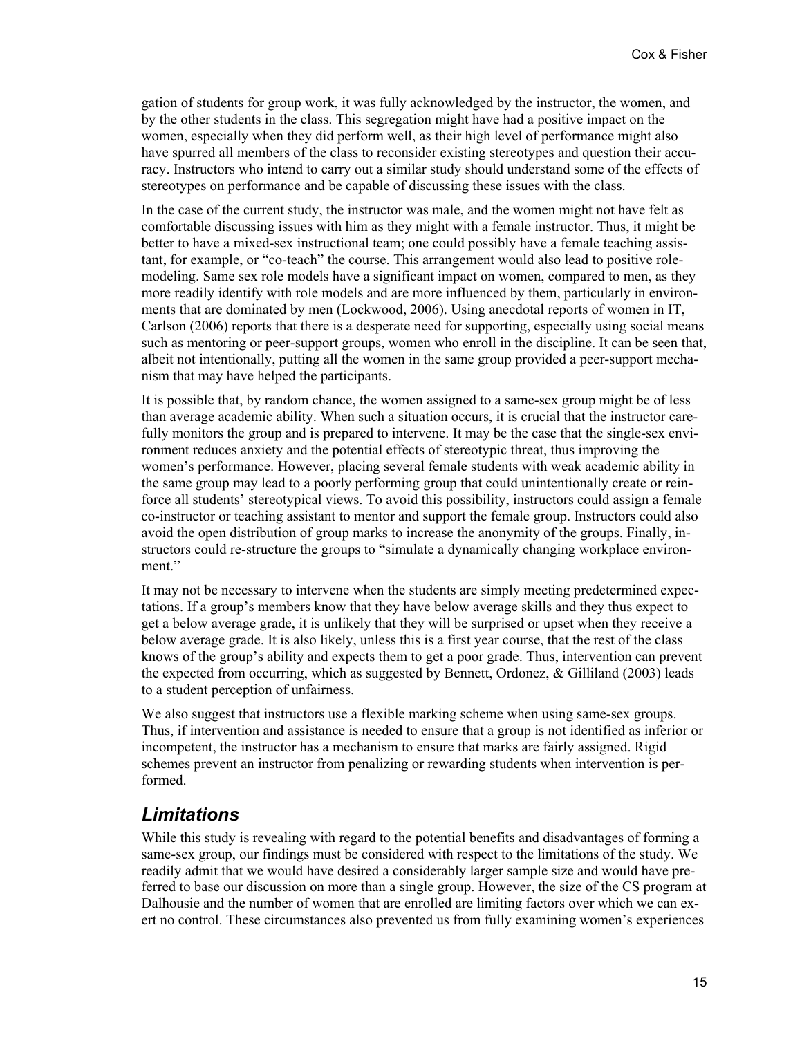gation of students for group work, it was fully acknowledged by the instructor, the women, and by the other students in the class. This segregation might have had a positive impact on the women, especially when they did perform well, as their high level of performance might also have spurred all members of the class to reconsider existing stereotypes and question their accuracy. Instructors who intend to carry out a similar study should understand some of the effects of stereotypes on performance and be capable of discussing these issues with the class.

In the case of the current study, the instructor was male, and the women might not have felt as comfortable discussing issues with him as they might with a female instructor. Thus, it might be better to have a mixed-sex instructional team; one could possibly have a female teaching assistant, for example, or "co-teach" the course. This arrangement would also lead to positive role-modeling. Same sex role models have a significant impact on women, compared to men, as they more readily identify with role models and are more influenced by them, particularly in environments that are dominated by men (Lockwood, 2006). Using anecdotal reports of women in IT, Carlson (2006) reports that there is a desperate need for supporting, especially using social means such as mentoring or peer-support groups, women who enroll in the discipline. It can be seen that, albeit not intentionally, putting all the women in the same group provided a peer-support mechanism that may have helped the participants.

It is possible that, by random chance, the women assigned to a same-sex group might be of less than average academic ability. When such a situation occurs, it is crucial that the instructor carefully monitors the group and is prepared to intervene. It may be the case that the single-sex environment reduces anxiety and the potential effects of stereotypic threat, thus improving the women's performance. However, placing several female students with weak academic ability in the same group may lead to a poorly performing group that could unintentionally create or reinforce all students' stereotypical views. To avoid this possibility, instructors could assign a female co-instructor or teaching assistant to mentor and support the female group. Instructors could also avoid the open distribution of group marks to increase the anonymity of the groups. Finally, instructors could re-structure the groups to "simulate a dynamically changing workplace environment."

It may not be necessary to intervene when the students are simply meeting predetermined expectations. If a group's members know that they have below average skills and they thus expect to get a below average grade, it is unlikely that they will be surprised or upset when they receive a below average grade. It is also likely, unless this is a first year course, that the rest of the class knows of the group's ability and expects them to get a poor grade. Thus, intervention can prevent the expected from occurring, which as suggested by Bennett, Ordonez, & Gilliland (2003) leads to a student perception of unfairness.

We also suggest that instructors use a flexible marking scheme when using same-sex groups. Thus, if intervention and assistance is needed to ensure that a group is not identified as inferior or incompetent, the instructor has a mechanism to ensure that marks are fairly assigned. Rigid schemes prevent an instructor from penalizing or rewarding students when intervention is performed.

## *Limitations*

While this study is revealing with regard to the potential benefits and disadvantages of forming a same-sex group, our findings must be considered with respect to the limitations of the study. We readily admit that we would have desired a considerably larger sample size and would have preferred to base our discussion on more than a single group. However, the size of the CS program at Dalhousie and the number of women that are enrolled are limiting factors over which we can exert no control. These circumstances also prevented us from fully examining women's experiences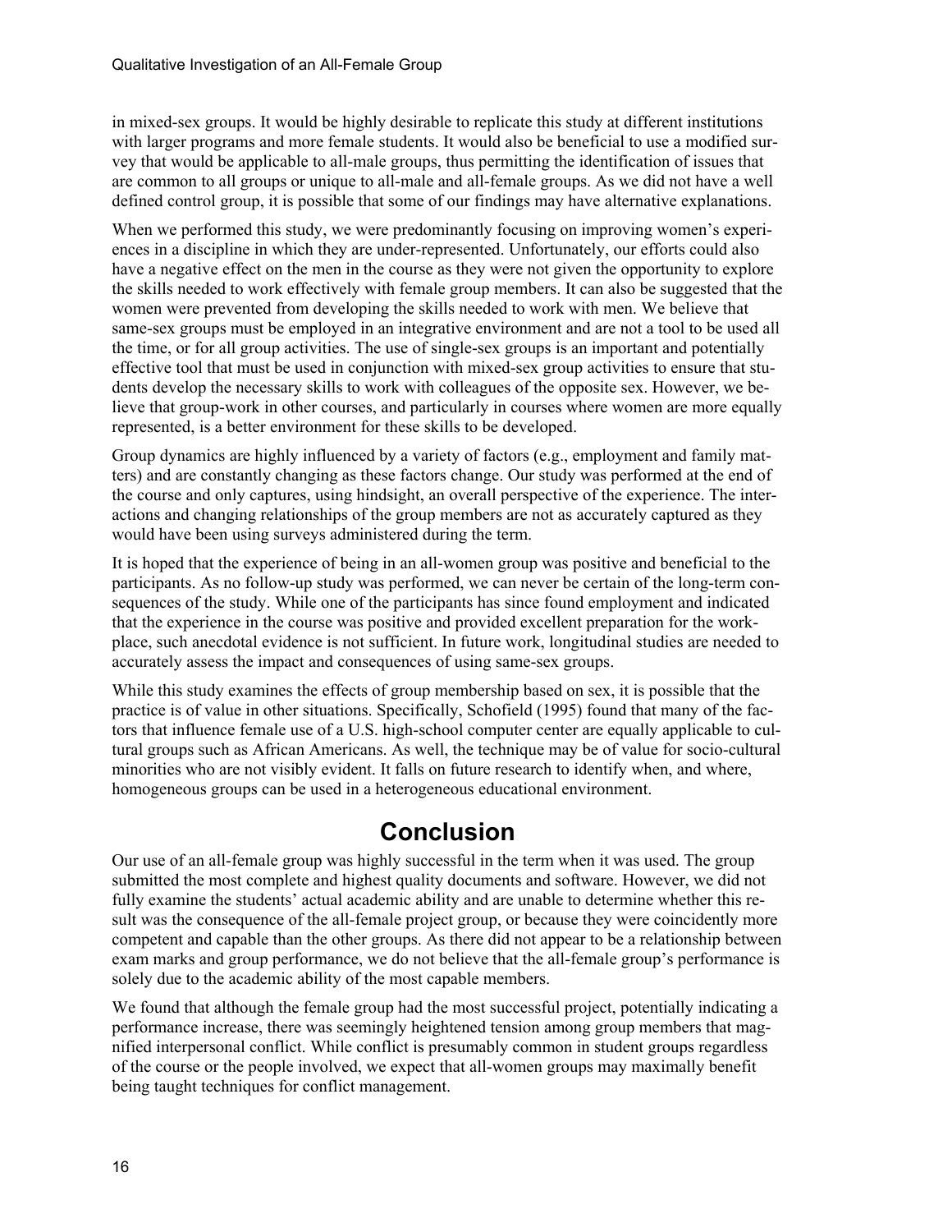in mixed-sex groups. It would be highly desirable to replicate this study at different institutions with larger programs and more female students. It would also be beneficial to use a modified survey that would be applicable to all-male groups, thus permitting the identification of issues that are common to all groups or unique to all-male and all-female groups. As we did not have a well defined control group, it is possible that some of our findings may have alternative explanations.

When we performed this study, we were predominantly focusing on improving women's experiences in a discipline in which they are under-represented. Unfortunately, our efforts could also have a negative effect on the men in the course as they were not given the opportunity to explore the skills needed to work effectively with female group members. It can also be suggested that the women were prevented from developing the skills needed to work with men. We believe that same-sex groups must be employed in an integrative environment and are not a tool to be used all the time, or for all group activities. The use of single-sex groups is an important and potentially effective tool that must be used in conjunction with mixed-sex group activities to ensure that students develop the necessary skills to work with colleagues of the opposite sex. However, we believe that group-work in other courses, and particularly in courses where women are more equally represented, is a better environment for these skills to be developed.

Group dynamics are highly influenced by a variety of factors (e.g., employment and family matters) and are constantly changing as these factors change. Our study was performed at the end of the course and only captures, using hindsight, an overall perspective of the experience. The interactions and changing relationships of the group members are not as accurately captured as they would have been using surveys administered during the term.

It is hoped that the experience of being in an all-women group was positive and beneficial to the participants. As no follow-up study was performed, we can never be certain of the long-term consequences of the study. While one of the participants has since found employment and indicated that the experience in the course was positive and provided excellent preparation for the workplace, such anecdotal evidence is not sufficient. In future work, longitudinal studies are needed to accurately assess the impact and consequences of using same-sex groups.

While this study examines the effects of group membership based on sex, it is possible that the practice is of value in other situations. Specifically, Schofield (1995) found that many of the factors that influence female use of a U.S. high-school computer center are equally applicable to cultural groups such as African Americans. As well, the technique may be of value for socio-cultural minorities who are not visibly evident. It falls on future research to identify when, and where, homogeneous groups can be used in a heterogeneous educational environment.

# Conclusion

Our use of an all-female group was highly successful in the term when it was used. The group submitted the most complete and highest quality documents and software. However, we did not fully examine the students' actual academic ability and are unable to determine whether this result was the consequence of the all-female project group, or because they were coincidently more competent and capable than the other groups. As there did not appear to be a relationship between exam marks and group performance, we do not believe that the all-female group's performance is solely due to the academic ability of the most capable members.

We found that although the female group had the most successful project, potentially indicating a performance increase, there was seemingly heightened tension among group members that magnified interpersonal conflict. While conflict is presumably common in student groups regardless of the course or the people involved, we expect that all-women groups may maximally benefit being taught techniques for conflict management.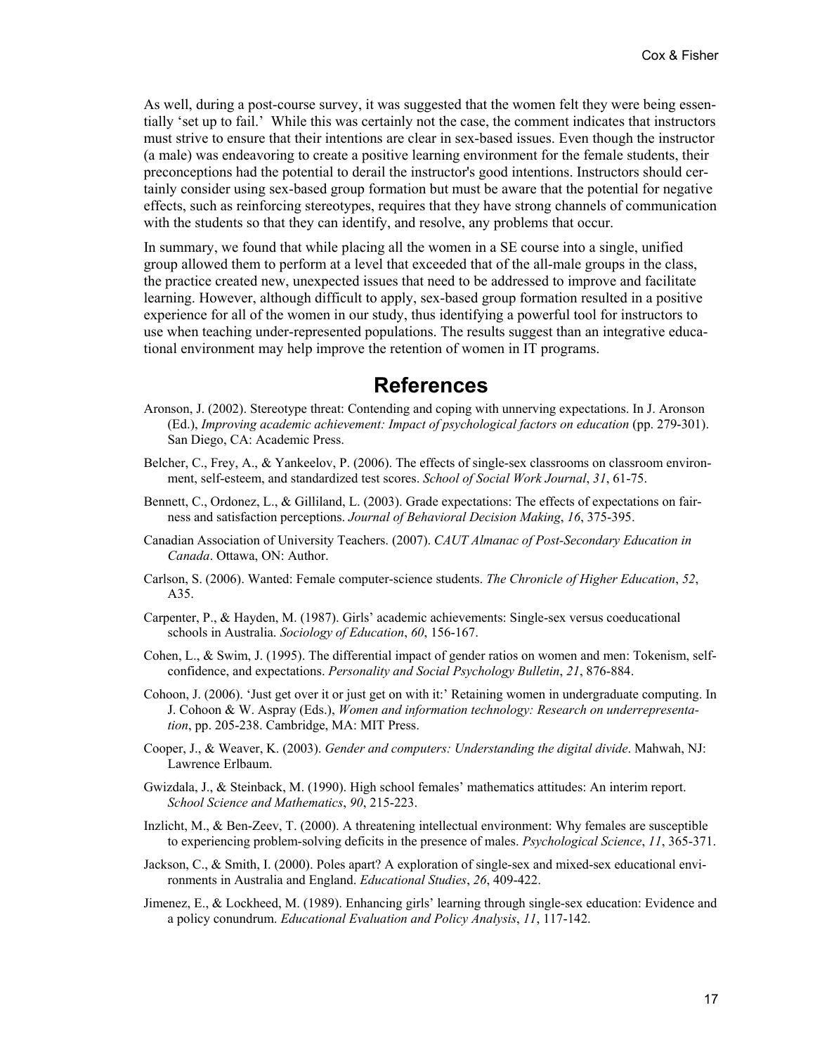As well, during a post-course survey, it was suggested that the women felt they were being essentially 'set up to fail.' While this was certainly not the case, the comment indicates that instructors must strive to ensure that their intentions are clear in sex-based issues. Even though the instructor (a male) was endeavoring to create a positive learning environment for the female students, their preconceptions had the potential to derail the instructor's good intentions. Instructors should certainly consider using sex-based group formation but must be aware that the potential for negative effects, such as reinforcing stereotypes, requires that they have strong channels of communication with the students so that they can identify, and resolve, any problems that occur.

In summary, we found that while placing all the women in a SE course into a single, unified group allowed them to perform at a level that exceeded that of the all-male groups in the class, the practice created new, unexpected issues that need to be addressed to improve and facilitate learning. However, although difficult to apply, sex-based group formation resulted in a positive experience for all of the women in our study, thus identifying a powerful tool for instructors to use when teaching under-represented populations. The results suggest than an integrative educational environment may help improve the retention of women in IT programs.

# References

Aronson, J. (2002). Stereotype threat: Contending and coping with unnerving expectations. In J. Aronson (Ed.), *Improving academic achievement: Impact of psychological factors on education* (pp. 279-301). San Diego, CA: Academic Press.

Belcher, C., Frey, A., & Yankeelov, P. (2006). The effects of single-sex classrooms on classroom environment, self-esteem, and standardized test scores. *School of Social Work Journal*, *31*, 61-75.

Bennett, C., Ordonez, L., & Gilliland, L. (2003). Grade expectations: The effects of expectations on fairness and satisfaction perceptions. *Journal of Behavioral Decision Making*, *16*, 375-395.

Canadian Association of University Teachers. (2007). *CAUT Almanac of Post-Secondary Education in Canada*. Ottawa, ON: Author.

Carlson, S. (2006). Wanted: Female computer-science students. *The Chronicle of Higher Education*, *52*, A35.

Carpenter, P., & Hayden, M. (1987). Girls' academic achievements: Single-sex versus coeducational schools in Australia. *Sociology of Education*, *60*, 156-167.

Cohen, L., & Swim, J. (1995). The differential impact of gender ratios on women and men: Tokenism, self-confidence, and expectations. *Personality and Social Psychology Bulletin*, *21*, 876-884.

Cohoon, J. (2006). 'Just get over it or just get on with it:' Retaining women in undergraduate computing. In J. Cohoon & W. Aspray (Eds.), *Women and information technology: Research on underrepresentation*, pp. 205-238. Cambridge, MA: MIT Press.

Cooper, J., & Weaver, K. (2003). *Gender and computers: Understanding the digital divide*. Mahwah, NJ: Lawrence Erlbaum.

Gwizdala, J., & Steinback, M. (1990). High school females' mathematics attitudes: An interim report. *School Science and Mathematics*, *90*, 215-223.

Inzlicht, M., & Ben-Zeev, T. (2000). A threatening intellectual environment: Why females are susceptible to experiencing problem-solving deficits in the presence of males. *Psychological Science*, *11*, 365-371.

Jackson, C., & Smith, I. (2000). Poles apart? A exploration of single-sex and mixed-sex educational environments in Australia and England. *Educational Studies*, *26*, 409-422.

Jimenez, E., & Lockheed, M. (1989). Enhancing girls' learning through single-sex education: Evidence and a policy conundrum. *Educational Evaluation and Policy Analysis*, *11*, 117-142.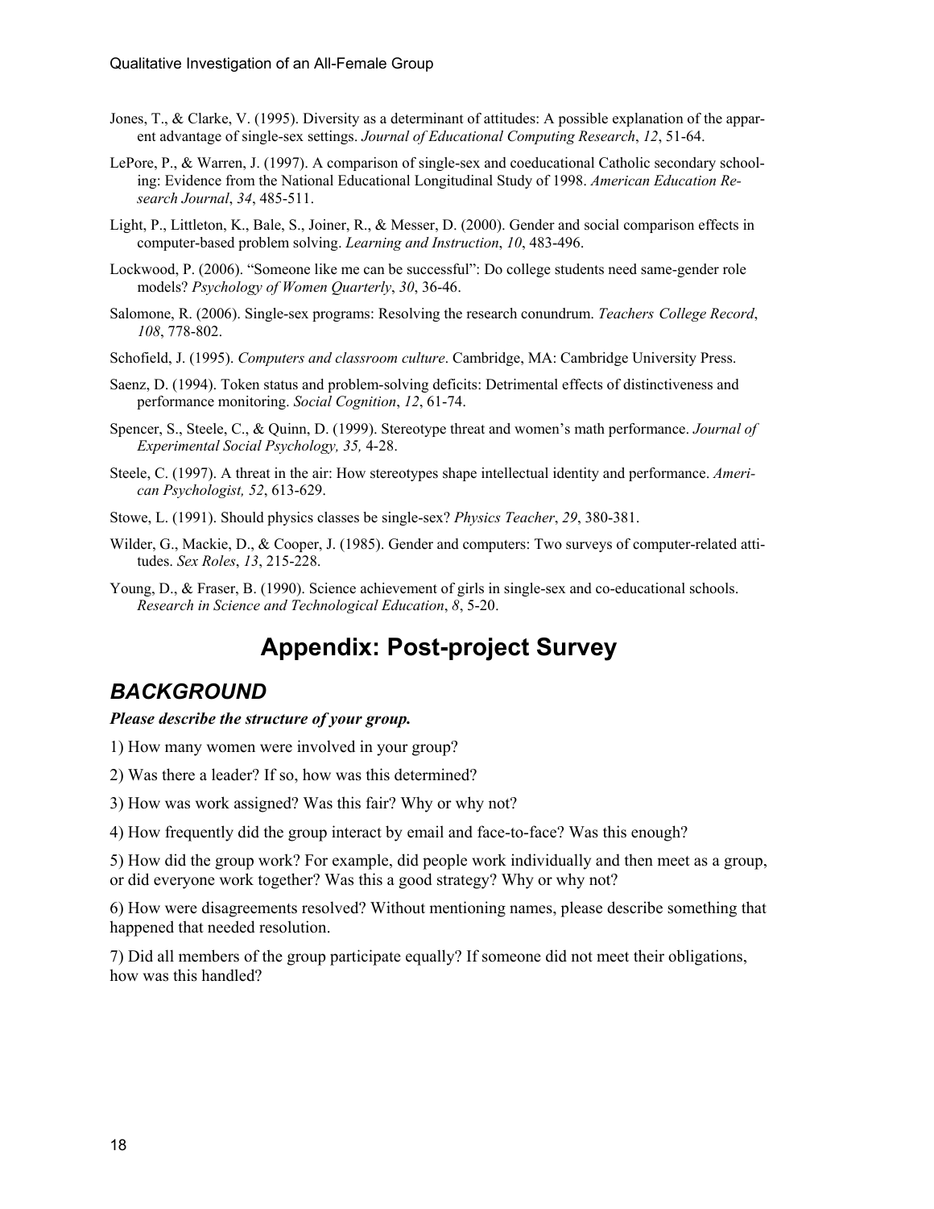Jones, T., & Clarke, V. (1995). Diversity as a determinant of attitudes: A possible explanation of the apparent advantage of single-sex settings. *Journal of Educational Computing Research*, *12*, 51-64.

LePore, P., & Warren, J. (1997). A comparison of single-sex and coeducational Catholic secondary schooling: Evidence from the National Educational Longitudinal Study of 1998. *American Education Research Journal*, *34*, 485-511.

Light, P., Littleton, K., Bale, S., Joiner, R., & Messer, D. (2000). Gender and social comparison effects in computer-based problem solving. *Learning and Instruction*, *10*, 483-496.

Lockwood, P. (2006). "Someone like me can be successful": Do college students need same-gender role models? *Psychology of Women Quarterly*, *30*, 36-46.

Salomone, R. (2006). Single-sex programs: Resolving the research conundrum. *Teachers College Record*, *108*, 778-802.

Schofield, J. (1995). *Computers and classroom culture*. Cambridge, MA: Cambridge University Press.

Saenz, D. (1994). Token status and problem-solving deficits: Detrimental effects of distinctiveness and performance monitoring. *Social Cognition*, *12*, 61-74.

Spencer, S., Steele, C., & Quinn, D. (1999). Stereotype threat and women's math performance. *Journal of Experimental Social Psychology, 35,* 4-28.

Steele, C. (1997). A threat in the air: How stereotypes shape intellectual identity and performance. *American Psychologist, 52*, 613-629.

Stowe, L. (1991). Should physics classes be single-sex? *Physics Teacher*, *29*, 380-381.

Wilder, G., Mackie, D., & Cooper, J. (1985). Gender and computers: Two surveys of computer-related attitudes. *Sex Roles*, *13*, 215-228.

Young, D., & Fraser, B. (1990). Science achievement of girls in single-sex and co-educational schools. *Research in Science and Technological Education*, *8*, 5-20.

# Appendix: Post-project Survey

## *BACKGROUND*

***Please describe the structure of your group.***

1) How many women were involved in your group?

2) Was there a leader? If so, how was this determined?

3) How was work assigned? Was this fair? Why or why not?

4) How frequently did the group interact by email and face-to-face? Was this enough?

5) How did the group work? For example, did people work individually and then meet as a group, or did everyone work together? Was this a good strategy? Why or why not?

6) How were disagreements resolved? Without mentioning names, please describe something that happened that needed resolution.

7) Did all members of the group participate equally? If someone did not meet their obligations, how was this handled?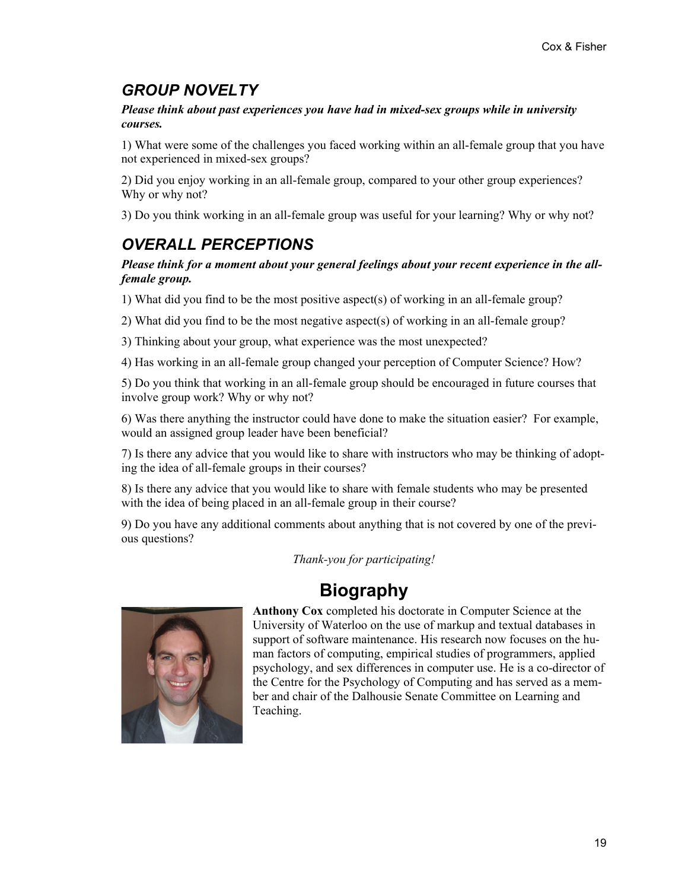## *GROUP NOVELTY*

***Please think about past experiences you have had in mixed-sex groups while in university courses.***

1) What were some of the challenges you faced working within an all-female group that you have not experienced in mixed-sex groups?

2) Did you enjoy working in an all-female group, compared to your other group experiences? Why or why not?

3) Do you think working in an all-female group was useful for your learning? Why or why not?

## *OVERALL PERCEPTIONS*

***Please think for a moment about your general feelings about your recent experience in the all-female group.***

1) What did you find to be the most positive aspect(s) of working in an all-female group?

2) What did you find to be the most negative aspect(s) of working in an all-female group?

3) Thinking about your group, what experience was the most unexpected?

4) Has working in an all-female group changed your perception of Computer Science? How?

5) Do you think that working in an all-female group should be encouraged in future courses that involve group work? Why or why not?

6) Was there anything the instructor could have done to make the situation easier? For example, would an assigned group leader have been beneficial?

7) Is there any advice that you would like to share with instructors who may be thinking of adopting the idea of all-female groups in their courses?

8) Is there any advice that you would like to share with female students who may be presented with the idea of being placed in an all-female group in their course?

9) Do you have any additional comments about anything that is not covered by one of the previous questions?

*Thank-you for participating!*

# Biography

**Anthony Cox** completed his doctorate in Computer Science at the University of Waterloo on the use of markup and textual databases in support of software maintenance. His research now focuses on the human factors of computing, empirical studies of programmers, applied psychology, and sex differences in computer use. He is a co-director of the Centre for the Psychology of Computing and has served as a member and chair of the Dalhousie Senate Committee on Learning and Teaching.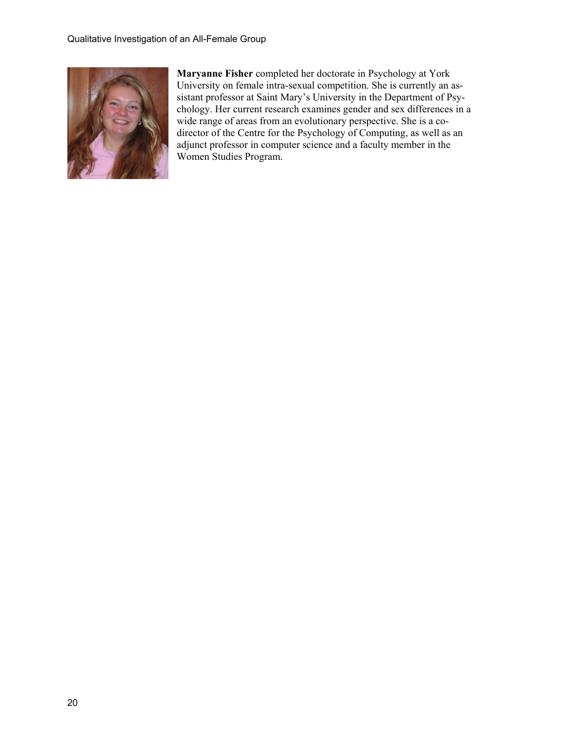**Maryanne Fisher** completed her doctorate in Psychology at York University on female intra-sexual competition. She is currently an assistant professor at Saint Mary's University in the Department of Psychology. Her current research examines gender and sex differences in a wide range of areas from an evolutionary perspective. She is a co-director of the Centre for the Psychology of Computing, as well as an adjunct professor in computer science and a faculty member in the Women Studies Program.